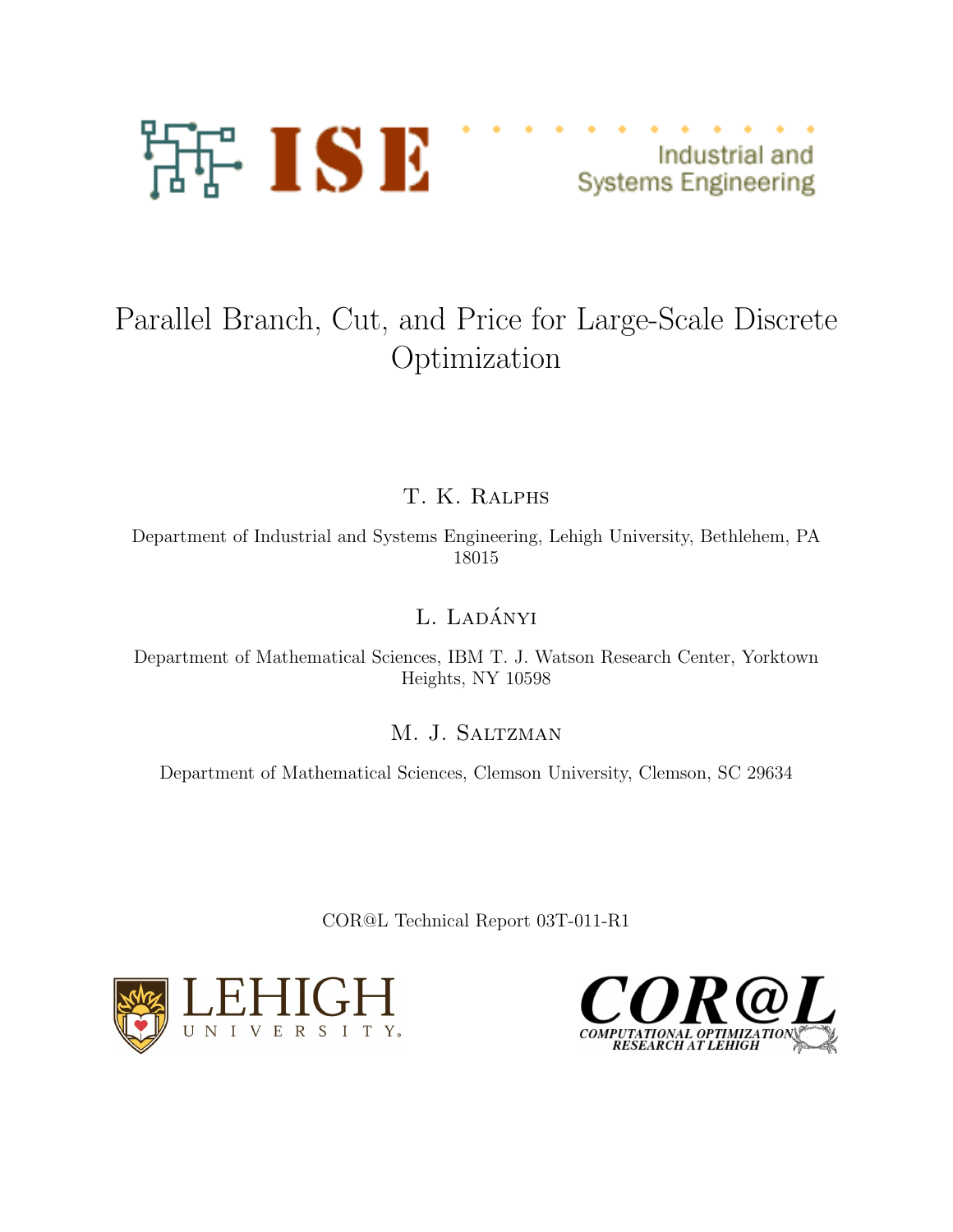ISE

Industrial and Systems Engineering

# Parallel Branch, Cut, and Price for Large-Scale Discrete Optimization

T. K. Ralphs

Department of Industrial and Systems Engineering, Lehigh University, Bethlehem, PA 18015

L. Ladányi

Department of Mathematical Sciences, IBM T. J. Watson Research Center, Yorktown Heights, NY 10598

M. J. Saltzman

Department of Mathematical Sciences, Clemson University, Clemson, SC 29634

COR@L Technical Report 03T-011-R1

LEHIGH UNIVERSITY

COR@L COMPUTATIONAL OPTIMIZATION RESEARCH AT LEHIGH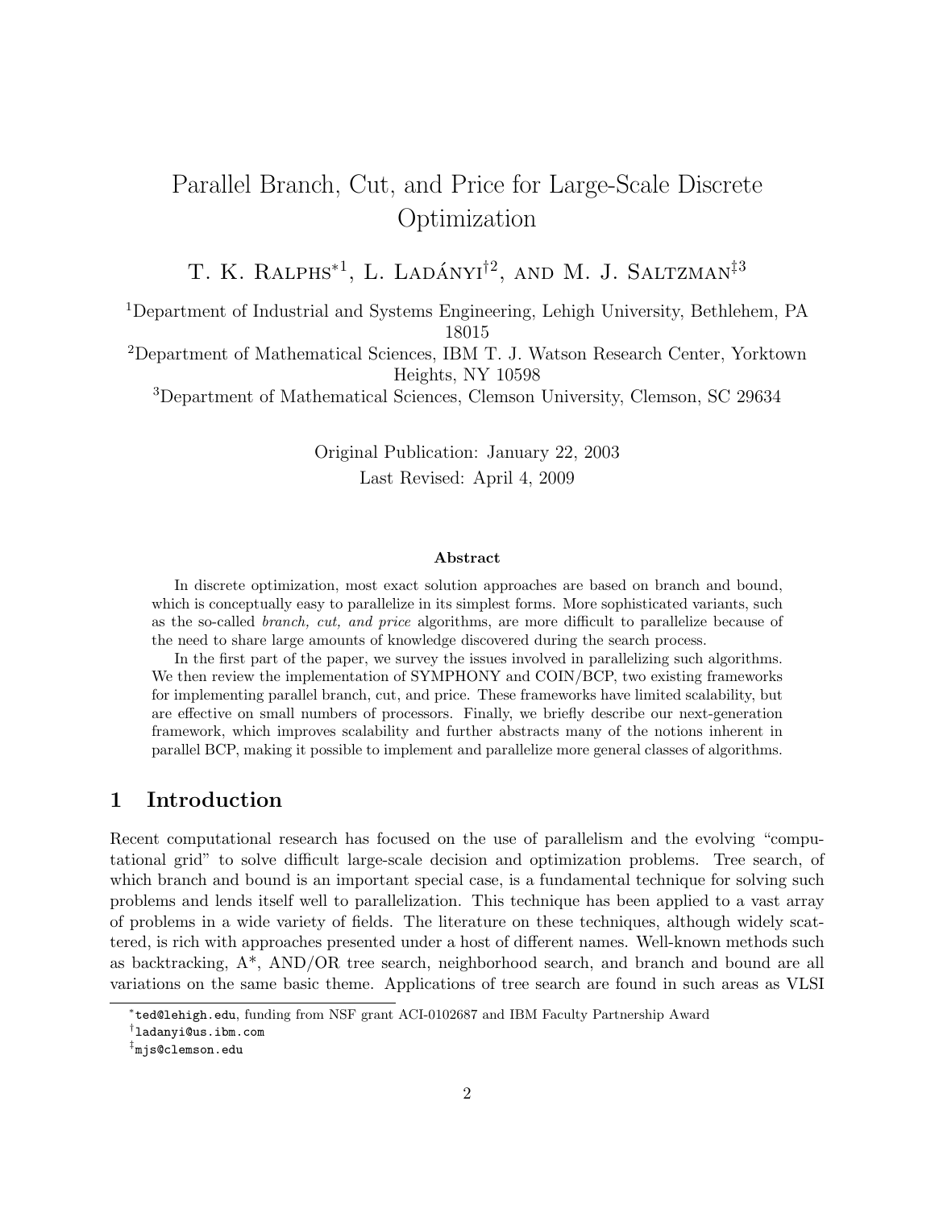# Parallel Branch, Cut, and Price for Large-Scale Discrete Optimization

T. K. Ralphs[*1], L. Ladányi[†2], and M. J. Saltzman[‡3]

[1]Department of Industrial and Systems Engineering, Lehigh University, Bethlehem, PA 18015

[2]Department of Mathematical Sciences, IBM T. J. Watson Research Center, Yorktown Heights, NY 10598

[3]Department of Mathematical Sciences, Clemson University, Clemson, SC 29634

Original Publication: January 22, 2003

Last Revised: April 4, 2009

### Abstract

In discrete optimization, most exact solution approaches are based on branch and bound, which is conceptually easy to parallelize in its simplest forms. More sophisticated variants, such as the so-called *branch, cut, and price* algorithms, are more difficult to parallelize because of the need to share large amounts of knowledge discovered during the search process.

In the first part of the paper, we survey the issues involved in parallelizing such algorithms. We then review the implementation of SYMPHONY and COIN/BCP, two existing frameworks for implementing parallel branch, cut, and price. These frameworks have limited scalability, but are effective on small numbers of processors. Finally, we briefly describe our next-generation framework, which improves scalability and further abstracts many of the notions inherent in parallel BCP, making it possible to implement and parallelize more general classes of algorithms.

## 1 Introduction

Recent computational research has focused on the use of parallelism and the evolving "computational grid" to solve difficult large-scale decision and optimization problems. Tree search, of which branch and bound is an important special case, is a fundamental technique for solving such problems and lends itself well to parallelization. This technique has been applied to a vast array of problems in a wide variety of fields. The literature on these techniques, although widely scattered, is rich with approaches presented under a host of different names. Well-known methods such as backtracking, A*, AND/OR tree search, neighborhood search, and branch and bound are all variations on the same basic theme. Applications of tree search are found in such areas as VLSI

[*] ted@lehigh.edu, funding from NSF grant ACI-0102687 and IBM Faculty Partnership Award

[†] ladanyi@us.ibm.com

[‡] mjs@clemson.edu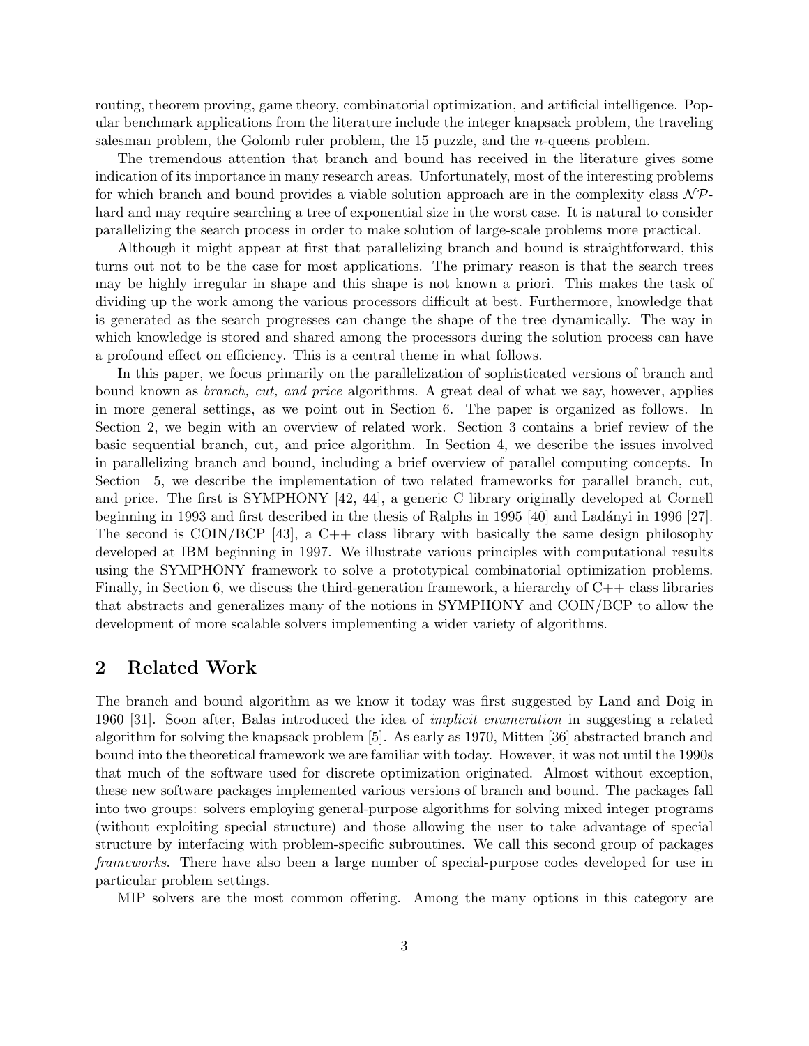routing, theorem proving, game theory, combinatorial optimization, and artificial intelligence. Popular benchmark applications from the literature include the integer knapsack problem, the traveling salesman problem, the Golomb ruler problem, the 15 puzzle, and the $n$-queens problem.

The tremendous attention that branch and bound has received in the literature gives some indication of its importance in many research areas. Unfortunately, most of the interesting problems for which branch and bound provides a viable solution approach are in the complexity class $\mathcal{NP}$-hard and may require searching a tree of exponential size in the worst case. It is natural to consider parallelizing the search process in order to make solution of large-scale problems more practical.

Although it might appear at first that parallelizing branch and bound is straightforward, this turns out not to be the case for most applications. The primary reason is that the search trees may be highly irregular in shape and this shape is not known a priori. This makes the task of dividing up the work among the various processors difficult at best. Furthermore, knowledge that is generated as the search progresses can change the shape of the tree dynamically. The way in which knowledge is stored and shared among the processors during the solution process can have a profound effect on efficiency. This is a central theme in what follows.

In this paper, we focus primarily on the parallelization of sophisticated versions of branch and bound known as *branch, cut, and price* algorithms. A great deal of what we say, however, applies in more general settings, as we point out in Section 6. The paper is organized as follows. In Section 2, we begin with an overview of related work. Section 3 contains a brief review of the basic sequential branch, cut, and price algorithm. In Section 4, we describe the issues involved in parallelizing branch and bound, including a brief overview of parallel computing concepts. In Section 5, we describe the implementation of two related frameworks for parallel branch, cut, and price. The first is SYMPHONY [42, 44], a generic C library originally developed at Cornell beginning in 1993 and first described in the thesis of Ralphs in 1995 [40] and Ladányi in 1996 [27]. The second is COIN/BCP [43], a C++ class library with basically the same design philosophy developed at IBM beginning in 1997. We illustrate various principles with computational results using the SYMPHONY framework to solve a prototypical combinatorial optimization problems. Finally, in Section 6, we discuss the third-generation framework, a hierarchy of C++ class libraries that abstracts and generalizes many of the notions in SYMPHONY and COIN/BCP to allow the development of more scalable solvers implementing a wider variety of algorithms.

## 2 Related Work

The branch and bound algorithm as we know it today was first suggested by Land and Doig in 1960 [31]. Soon after, Balas introduced the idea of *implicit enumeration* in suggesting a related algorithm for solving the knapsack problem [5]. As early as 1970, Mitten [36] abstracted branch and bound into the theoretical framework we are familiar with today. However, it was not until the 1990s that much of the software used for discrete optimization originated. Almost without exception, these new software packages implemented various versions of branch and bound. The packages fall into two groups: solvers employing general-purpose algorithms for solving mixed integer programs (without exploiting special structure) and those allowing the user to take advantage of special structure by interfacing with problem-specific subroutines. We call this second group of packages *frameworks*. There have also been a large number of special-purpose codes developed for use in particular problem settings.

MIP solvers are the most common offering. Among the many options in this category are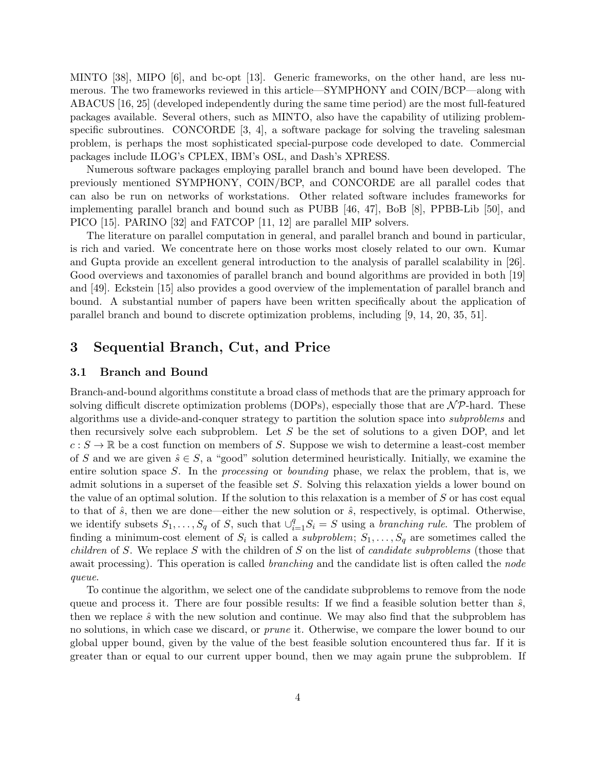MINTO [38], MIPO [6], and bc-opt [13]. Generic frameworks, on the other hand, are less numerous. The two frameworks reviewed in this article—SYMPHONY and COIN/BCP—along with ABACUS [16, 25] (developed independently during the same time period) are the most full-featured packages available. Several others, such as MINTO, also have the capability of utilizing problem-specific subroutines. CONCORDE [3, 4], a software package for solving the traveling salesman problem, is perhaps the most sophisticated special-purpose code developed to date. Commercial packages include ILOG's CPLEX, IBM's OSL, and Dash's XPRESS.

Numerous software packages employing parallel branch and bound have been developed. The previously mentioned SYMPHONY, COIN/BCP, and CONCORDE are all parallel codes that can also be run on networks of workstations. Other related software includes frameworks for implementing parallel branch and bound such as PUBB [46, 47], BoB [8], PPBB-Lib [50], and PICO [15]. PARINO [32] and FATCOP [11, 12] are parallel MIP solvers.

The literature on parallel computation in general, and parallel branch and bound in particular, is rich and varied. We concentrate here on those works most closely related to our own. Kumar and Gupta provide an excellent general introduction to the analysis of parallel scalability in [26]. Good overviews and taxonomies of parallel branch and bound algorithms are provided in both [19] and [49]. Eckstein [15] also provides a good overview of the implementation of parallel branch and bound. A substantial number of papers have been written specifically about the application of parallel branch and bound to discrete optimization problems, including [9, 14, 20, 35, 51].

# 3 Sequential Branch, Cut, and Price

## 3.1 Branch and Bound

Branch-and-bound algorithms constitute a broad class of methods that are the primary approach for solving difficult discrete optimization problems (DOPs), especially those that are $\mathcal{NP}$-hard. These algorithms use a divide-and-conquer strategy to partition the solution space into *subproblems* and then recursively solve each subproblem. Let $S$ be the set of solutions to a given DOP, and let $c : S \to \mathbb{R}$ be a cost function on members of $S$. Suppose we wish to determine a least-cost member of $S$ and we are given $\hat{s} \in S$, a "good" solution determined heuristically. Initially, we examine the entire solution space $S$. In the *processing* or *bounding* phase, we relax the problem, that is, we admit solutions in a superset of the feasible set $S$. Solving this relaxation yields a lower bound on the value of an optimal solution. If the solution to this relaxation is a member of $S$ or has cost equal to that of $\hat{s}$, then we are done—either the new solution or $\hat{s}$, respectively, is optimal. Otherwise, we identify subsets $S_1, \ldots, S_q$ of $S$, such that $\cup_{i=1}^{q} S_i = S$ using a *branching rule*. The problem of finding a minimum-cost element of $S_i$ is called a *subproblem*; $S_1, \ldots, S_q$ are sometimes called the *children* of $S$. We replace $S$ with the children of $S$ on the list of *candidate subproblems* (those that await processing). This operation is called *branching* and the candidate list is often called the *node queue*.

To continue the algorithm, we select one of the candidate subproblems to remove from the node queue and process it. There are four possible results: If we find a feasible solution better than $\hat{s}$, then we replace $\hat{s}$ with the new solution and continue. We may also find that the subproblem has no solutions, in which case we discard, or *prune* it. Otherwise, we compare the lower bound to our global upper bound, given by the value of the best feasible solution encountered thus far. If it is greater than or equal to our current upper bound, then we may again prune the subproblem. If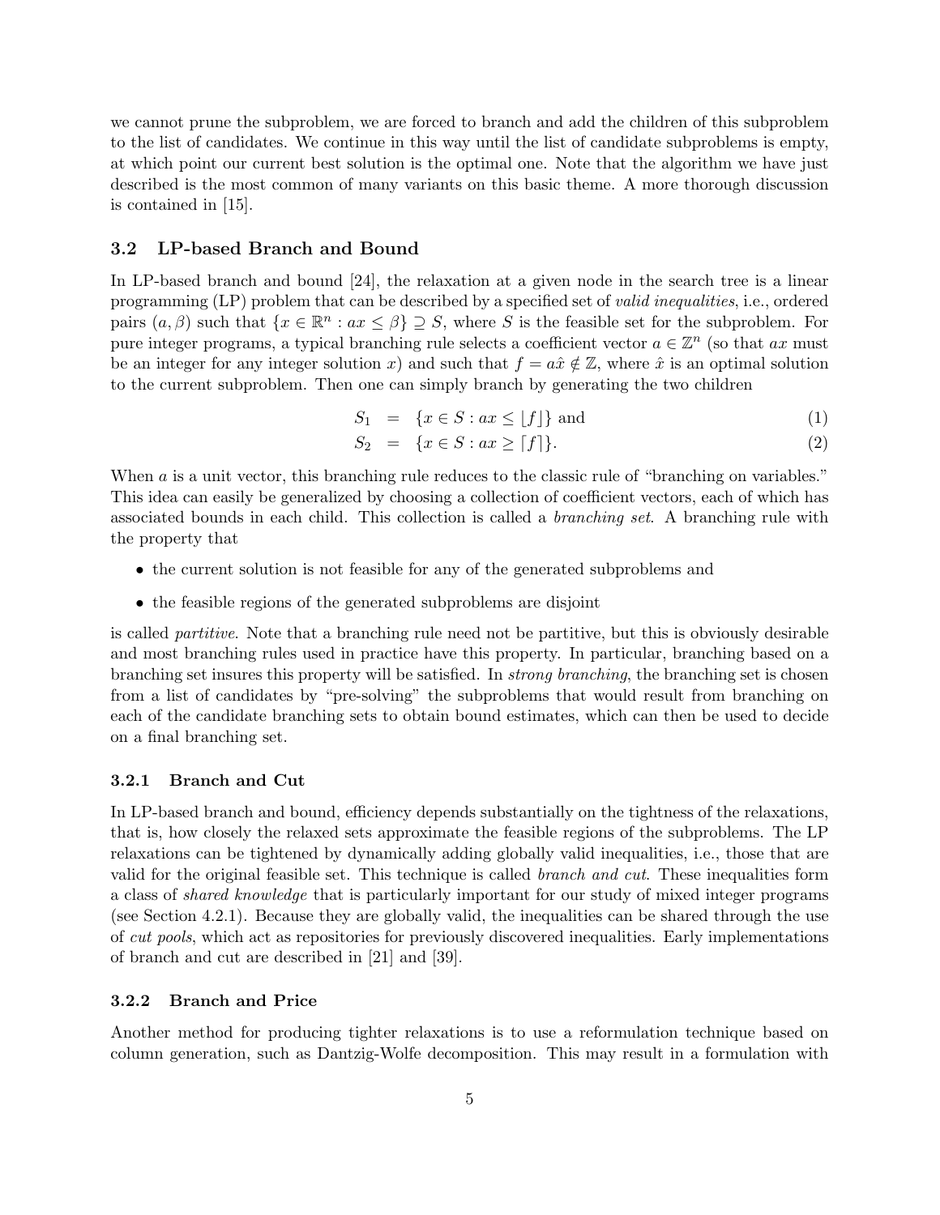we cannot prune the subproblem, we are forced to branch and add the children of this subproblem to the list of candidates. We continue in this way until the list of candidate subproblems is empty, at which point our current best solution is the optimal one. Note that the algorithm we have just described is the most common of many variants on this basic theme. A more thorough discussion is contained in [15].

### 3.2 LP-based Branch and Bound

In LP-based branch and bound [24], the relaxation at a given node in the search tree is a linear programming (LP) problem that can be described by a specified set of *valid inequalities*, i.e., ordered pairs $(a, \beta)$ such that $\{x \in \mathbb{R}^n : ax \leq \beta\} \supseteq S$, where $S$ is the feasible set for the subproblem. For pure integer programs, a typical branching rule selects a coefficient vector $a \in \mathbb{Z}^n$ (so that $ax$ must be an integer for any integer solution $x$) and such that $f = a\hat{x} \notin \mathbb{Z}$, where $\hat{x}$ is an optimal solution to the current subproblem. Then one can simply branch by generating the two children

$$S_1 = \{x \in S : ax \leq \lfloor f \rfloor\} \text{ and} \tag{1}$$

$$S_2 = \{x \in S : ax \geq \lceil f \rceil\}. \tag{2}$$

When $a$ is a unit vector, this branching rule reduces to the classic rule of "branching on variables." This idea can easily be generalized by choosing a collection of coefficient vectors, each of which has associated bounds in each child. This collection is called a *branching set*. A branching rule with the property that

- the current solution is not feasible for any of the generated subproblems and
- the feasible regions of the generated subproblems are disjoint

is called *partitive*. Note that a branching rule need not be partitive, but this is obviously desirable and most branching rules used in practice have this property. In particular, branching based on a branching set insures this property will be satisfied. In *strong branching*, the branching set is chosen from a list of candidates by "pre-solving" the subproblems that would result from branching on each of the candidate branching sets to obtain bound estimates, which can then be used to decide on a final branching set.

#### 3.2.1 Branch and Cut

In LP-based branch and bound, efficiency depends substantially on the tightness of the relaxations, that is, how closely the relaxed sets approximate the feasible regions of the subproblems. The LP relaxations can be tightened by dynamically adding globally valid inequalities, i.e., those that are valid for the original feasible set. This technique is called *branch and cut*. These inequalities form a class of *shared knowledge* that is particularly important for our study of mixed integer programs (see Section 4.2.1). Because they are globally valid, the inequalities can be shared through the use of *cut pools*, which act as repositories for previously discovered inequalities. Early implementations of branch and cut are described in [21] and [39].

#### 3.2.2 Branch and Price

Another method for producing tighter relaxations is to use a reformulation technique based on column generation, such as Dantzig-Wolfe decomposition. This may result in a formulation with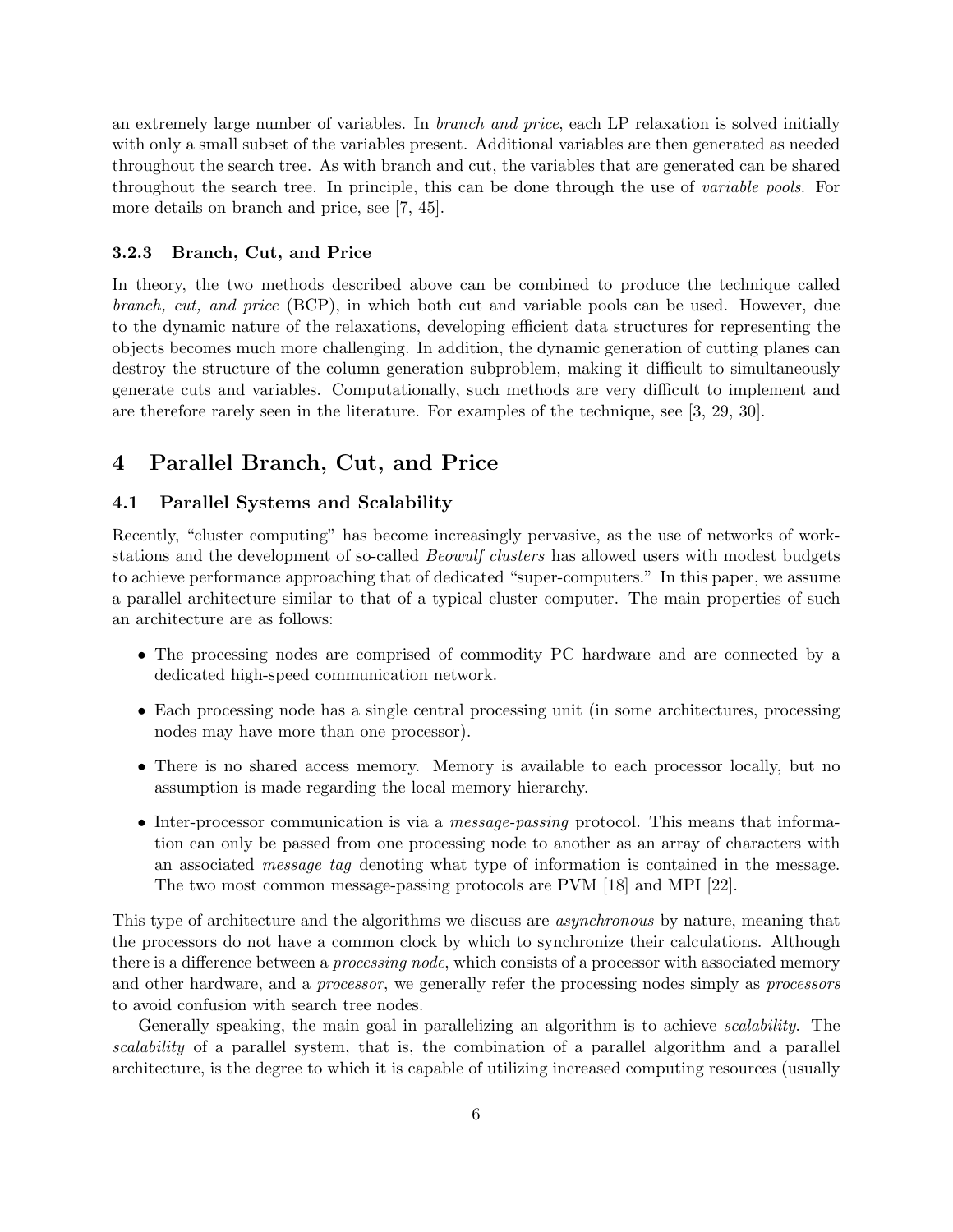an extremely large number of variables. In *branch and price*, each LP relaxation is solved initially with only a small subset of the variables present. Additional variables are then generated as needed throughout the search tree. As with branch and cut, the variables that are generated can be shared throughout the search tree. In principle, this can be done through the use of *variable pools*. For more details on branch and price, see [7, 45].

### 3.2.3 Branch, Cut, and Price

In theory, the two methods described above can be combined to produce the technique called *branch, cut, and price* (BCP), in which both cut and variable pools can be used. However, due to the dynamic nature of the relaxations, developing efficient data structures for representing the objects becomes much more challenging. In addition, the dynamic generation of cutting planes can destroy the structure of the column generation subproblem, making it difficult to simultaneously generate cuts and variables. Computationally, such methods are very difficult to implement and are therefore rarely seen in the literature. For examples of the technique, see [3, 29, 30].

# 4 Parallel Branch, Cut, and Price

## 4.1 Parallel Systems and Scalability

Recently, "cluster computing" has become increasingly pervasive, as the use of networks of workstations and the development of so-called *Beowulf clusters* has allowed users with modest budgets to achieve performance approaching that of dedicated "super-computers." In this paper, we assume a parallel architecture similar to that of a typical cluster computer. The main properties of such an architecture are as follows:

- The processing nodes are comprised of commodity PC hardware and are connected by a dedicated high-speed communication network.
- Each processing node has a single central processing unit (in some architectures, processing nodes may have more than one processor).
- There is no shared access memory. Memory is available to each processor locally, but no assumption is made regarding the local memory hierarchy.
- Inter-processor communication is via a *message-passing* protocol. This means that information can only be passed from one processing node to another as an array of characters with an associated *message tag* denoting what type of information is contained in the message. The two most common message-passing protocols are PVM [18] and MPI [22].

This type of architecture and the algorithms we discuss are *asynchronous* by nature, meaning that the processors do not have a common clock by which to synchronize their calculations. Although there is a difference between a *processing node*, which consists of a processor with associated memory and other hardware, and a *processor*, we generally refer the processing nodes simply as *processors* to avoid confusion with search tree nodes.

Generally speaking, the main goal in parallelizing an algorithm is to achieve *scalability*. The *scalability* of a parallel system, that is, the combination of a parallel algorithm and a parallel architecture, is the degree to which it is capable of utilizing increased computing resources (usually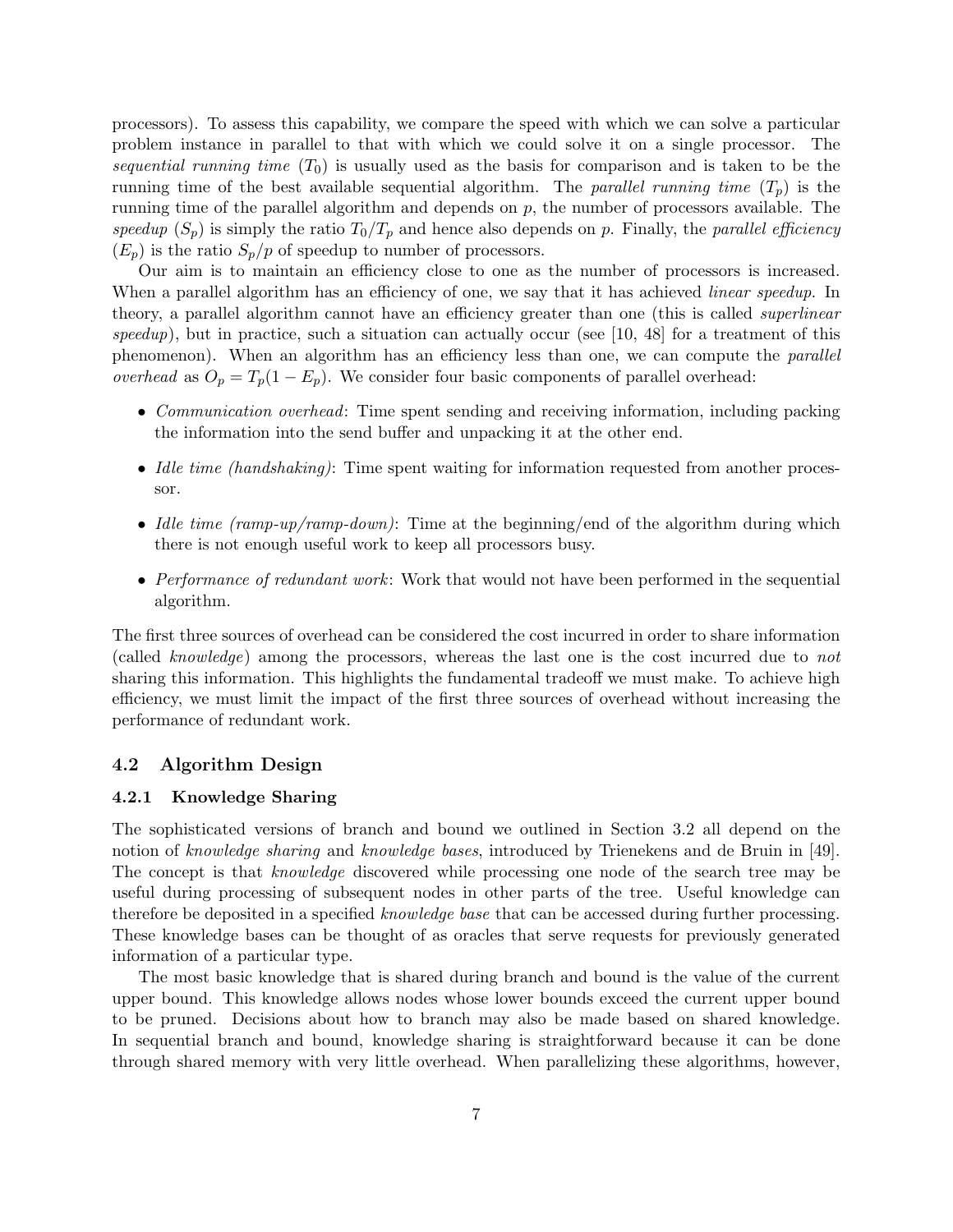processors). To assess this capability, we compare the speed with which we can solve a particular problem instance in parallel to that with which we could solve it on a single processor. The *sequential running time* ($T_0$) is usually used as the basis for comparison and is taken to be the running time of the best available sequential algorithm. The *parallel running time* ($T_p$) is the running time of the parallel algorithm and depends on $p$, the number of processors available. The *speedup* ($S_p$) is simply the ratio $T_0/T_p$ and hence also depends on $p$. Finally, the *parallel efficiency* ($E_p$) is the ratio $S_p/p$ of speedup to number of processors.

Our aim is to maintain an efficiency close to one as the number of processors is increased. When a parallel algorithm has an efficiency of one, we say that it has achieved *linear speedup*. In theory, a parallel algorithm cannot have an efficiency greater than one (this is called *superlinear speedup*), but in practice, such a situation can actually occur (see [10, 48] for a treatment of this phenomenon). When an algorithm has an efficiency less than one, we can compute the *parallel overhead* as $O_p = T_p(1 - E_p)$. We consider four basic components of parallel overhead:

- *Communication overhead*: Time spent sending and receiving information, including packing the information into the send buffer and unpacking it at the other end.
- *Idle time (handshaking)*: Time spent waiting for information requested from another processor.
- *Idle time (ramp-up/ramp-down)*: Time at the beginning/end of the algorithm during which there is not enough useful work to keep all processors busy.
- *Performance of redundant work*: Work that would not have been performed in the sequential algorithm.

The first three sources of overhead can be considered the cost incurred in order to share information (called *knowledge*) among the processors, whereas the last one is the cost incurred due to *not* sharing this information. This highlights the fundamental tradeoff we must make. To achieve high efficiency, we must limit the impact of the first three sources of overhead without increasing the performance of redundant work.

## 4.2 Algorithm Design

### 4.2.1 Knowledge Sharing

The sophisticated versions of branch and bound we outlined in Section 3.2 all depend on the notion of *knowledge sharing* and *knowledge bases*, introduced by Trienekens and de Bruin in [49]. The concept is that *knowledge* discovered while processing one node of the search tree may be useful during processing of subsequent nodes in other parts of the tree. Useful knowledge can therefore be deposited in a specified *knowledge base* that can be accessed during further processing. These knowledge bases can be thought of as oracles that serve requests for previously generated information of a particular type.

The most basic knowledge that is shared during branch and bound is the value of the current upper bound. This knowledge allows nodes whose lower bounds exceed the current upper bound to be pruned. Decisions about how to branch may also be made based on shared knowledge. In sequential branch and bound, knowledge sharing is straightforward because it can be done through shared memory with very little overhead. When parallelizing these algorithms, however,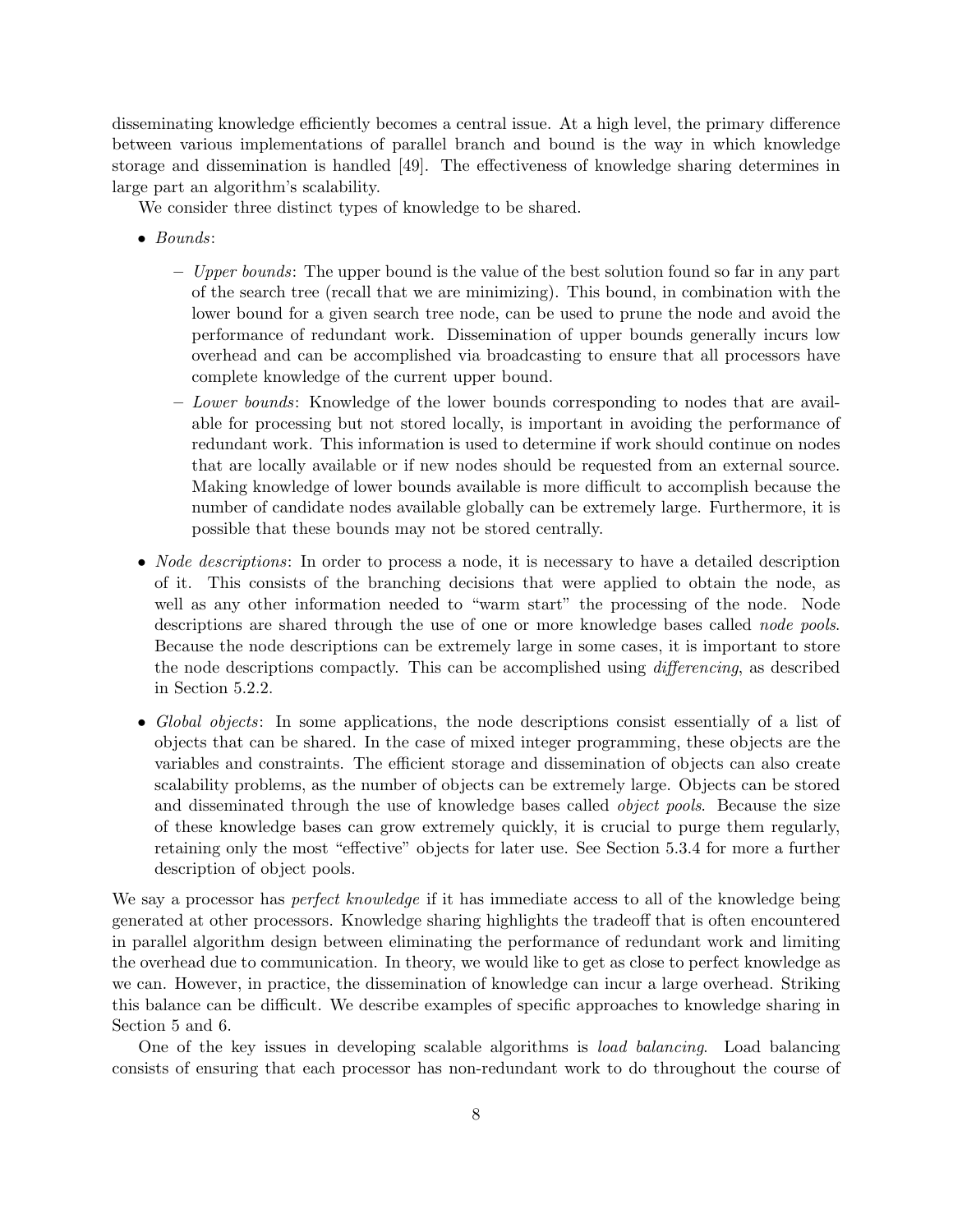disseminating knowledge efficiently becomes a central issue. At a high level, the primary difference between various implementations of parallel branch and bound is the way in which knowledge storage and dissemination is handled [49]. The effectiveness of knowledge sharing determines in large part an algorithm's scalability.

We consider three distinct types of knowledge to be shared.

- *Bounds*:
  - *Upper bounds*: The upper bound is the value of the best solution found so far in any part of the search tree (recall that we are minimizing). This bound, in combination with the lower bound for a given search tree node, can be used to prune the node and avoid the performance of redundant work. Dissemination of upper bounds generally incurs low overhead and can be accomplished via broadcasting to ensure that all processors have complete knowledge of the current upper bound.
  - *Lower bounds*: Knowledge of the lower bounds corresponding to nodes that are available for processing but not stored locally, is important in avoiding the performance of redundant work. This information is used to determine if work should continue on nodes that are locally available or if new nodes should be requested from an external source. Making knowledge of lower bounds available is more difficult to accomplish because the number of candidate nodes available globally can be extremely large. Furthermore, it is possible that these bounds may not be stored centrally.
- *Node descriptions*: In order to process a node, it is necessary to have a detailed description of it. This consists of the branching decisions that were applied to obtain the node, as well as any other information needed to "warm start" the processing of the node. Node descriptions are shared through the use of one or more knowledge bases called *node pools*. Because the node descriptions can be extremely large in some cases, it is important to store the node descriptions compactly. This can be accomplished using *differencing*, as described in Section 5.2.2.
- *Global objects*: In some applications, the node descriptions consist essentially of a list of objects that can be shared. In the case of mixed integer programming, these objects are the variables and constraints. The efficient storage and dissemination of objects can also create scalability problems, as the number of objects can be extremely large. Objects can be stored and disseminated through the use of knowledge bases called *object pools*. Because the size of these knowledge bases can grow extremely quickly, it is crucial to purge them regularly, retaining only the most "effective" objects for later use. See Section 5.3.4 for more a further description of object pools.

We say a processor has *perfect knowledge* if it has immediate access to all of the knowledge being generated at other processors. Knowledge sharing highlights the tradeoff that is often encountered in parallel algorithm design between eliminating the performance of redundant work and limiting the overhead due to communication. In theory, we would like to get as close to perfect knowledge as we can. However, in practice, the dissemination of knowledge can incur a large overhead. Striking this balance can be difficult. We describe examples of specific approaches to knowledge sharing in Section 5 and 6.

One of the key issues in developing scalable algorithms is *load balancing*. Load balancing consists of ensuring that each processor has non-redundant work to do throughout the course of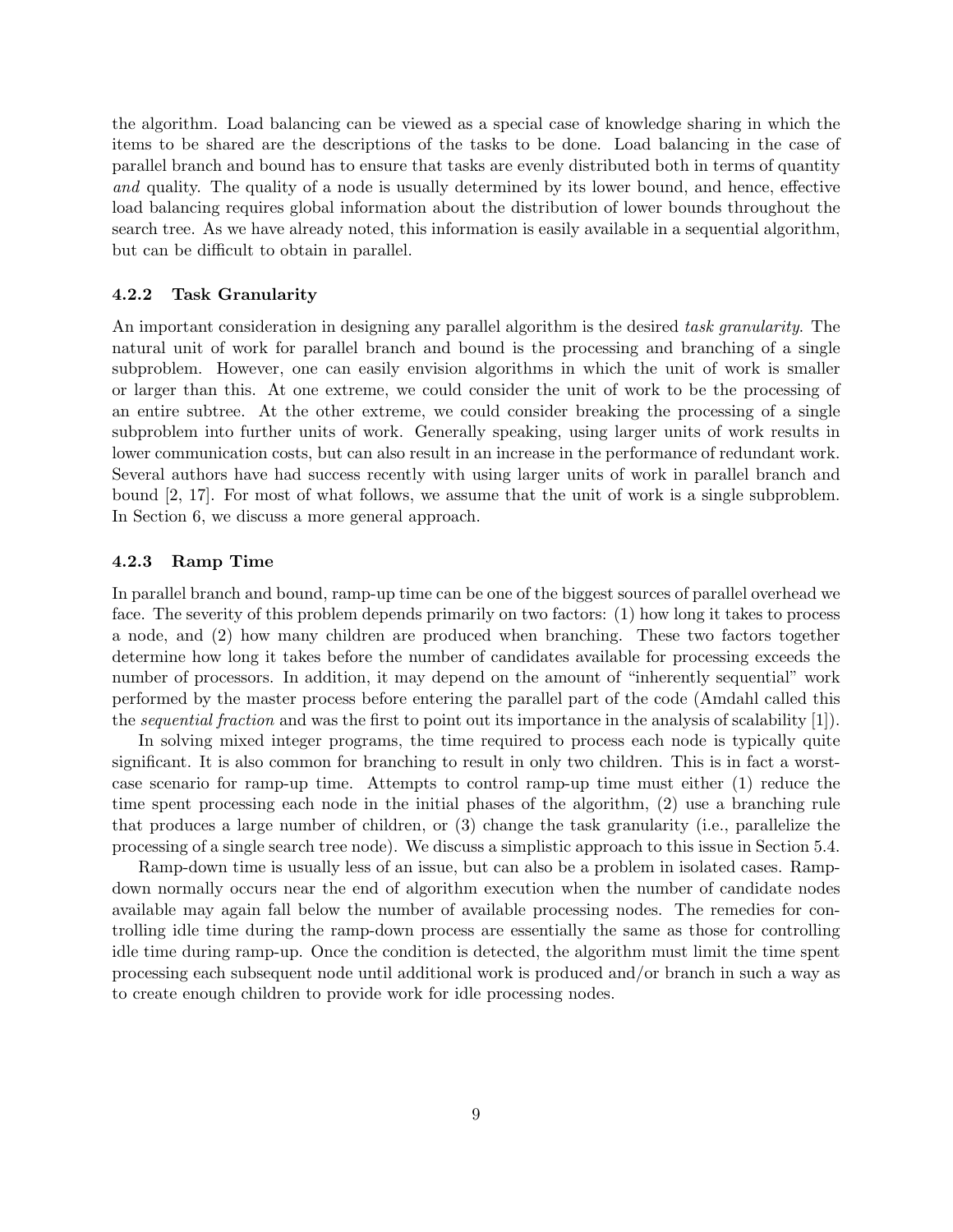the algorithm. Load balancing can be viewed as a special case of knowledge sharing in which the items to be shared are the descriptions of the tasks to be done. Load balancing in the case of parallel branch and bound has to ensure that tasks are evenly distributed both in terms of quantity *and* quality. The quality of a node is usually determined by its lower bound, and hence, effective load balancing requires global information about the distribution of lower bounds throughout the search tree. As we have already noted, this information is easily available in a sequential algorithm, but can be difficult to obtain in parallel.

#### 4.2.2 Task Granularity

An important consideration in designing any parallel algorithm is the desired *task granularity*. The natural unit of work for parallel branch and bound is the processing and branching of a single subproblem. However, one can easily envision algorithms in which the unit of work is smaller or larger than this. At one extreme, we could consider the unit of work to be the processing of an entire subtree. At the other extreme, we could consider breaking the processing of a single subproblem into further units of work. Generally speaking, using larger units of work results in lower communication costs, but can also result in an increase in the performance of redundant work. Several authors have had success recently with using larger units of work in parallel branch and bound [2, 17]. For most of what follows, we assume that the unit of work is a single subproblem. In Section 6, we discuss a more general approach.

#### 4.2.3 Ramp Time

In parallel branch and bound, ramp-up time can be one of the biggest sources of parallel overhead we face. The severity of this problem depends primarily on two factors: (1) how long it takes to process a node, and (2) how many children are produced when branching. These two factors together determine how long it takes before the number of candidates available for processing exceeds the number of processors. In addition, it may depend on the amount of "inherently sequential" work performed by the master process before entering the parallel part of the code (Amdahl called this the *sequential fraction* and was the first to point out its importance in the analysis of scalability [1]).

In solving mixed integer programs, the time required to process each node is typically quite significant. It is also common for branching to result in only two children. This is in fact a worst-case scenario for ramp-up time. Attempts to control ramp-up time must either (1) reduce the time spent processing each node in the initial phases of the algorithm, (2) use a branching rule that produces a large number of children, or (3) change the task granularity (i.e., parallelize the processing of a single search tree node). We discuss a simplistic approach to this issue in Section 5.4.

Ramp-down time is usually less of an issue, but can also be a problem in isolated cases. Ramp-down normally occurs near the end of algorithm execution when the number of candidate nodes available may again fall below the number of available processing nodes. The remedies for controlling idle time during the ramp-down process are essentially the same as those for controlling idle time during ramp-up. Once the condition is detected, the algorithm must limit the time spent processing each subsequent node until additional work is produced and/or branch in such a way as to create enough children to provide work for idle processing nodes.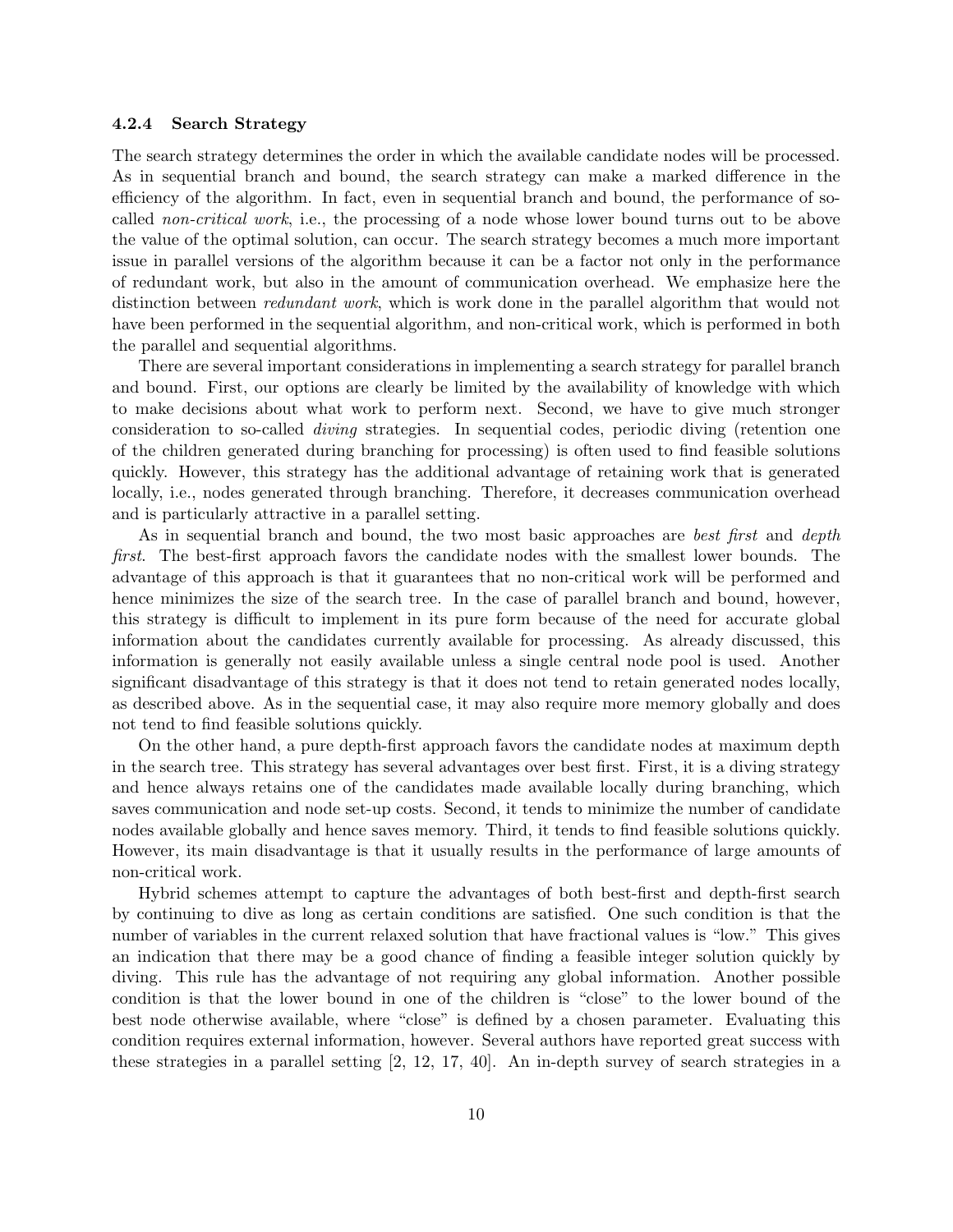### 4.2.4 Search Strategy

The search strategy determines the order in which the available candidate nodes will be processed. As in sequential branch and bound, the search strategy can make a marked difference in the efficiency of the algorithm. In fact, even in sequential branch and bound, the performance of so-called *non-critical work*, i.e., the processing of a node whose lower bound turns out to be above the value of the optimal solution, can occur. The search strategy becomes a much more important issue in parallel versions of the algorithm because it can be a factor not only in the performance of redundant work, but also in the amount of communication overhead. We emphasize here the distinction between *redundant work*, which is work done in the parallel algorithm that would not have been performed in the sequential algorithm, and non-critical work, which is performed in both the parallel and sequential algorithms.

There are several important considerations in implementing a search strategy for parallel branch and bound. First, our options are clearly be limited by the availability of knowledge with which to make decisions about what work to perform next. Second, we have to give much stronger consideration to so-called *diving* strategies. In sequential codes, periodic diving (retention one of the children generated during branching for processing) is often used to find feasible solutions quickly. However, this strategy has the additional advantage of retaining work that is generated locally, i.e., nodes generated through branching. Therefore, it decreases communication overhead and is particularly attractive in a parallel setting.

As in sequential branch and bound, the two most basic approaches are *best first* and *depth first*. The best-first approach favors the candidate nodes with the smallest lower bounds. The advantage of this approach is that it guarantees that no non-critical work will be performed and hence minimizes the size of the search tree. In the case of parallel branch and bound, however, this strategy is difficult to implement in its pure form because of the need for accurate global information about the candidates currently available for processing. As already discussed, this information is generally not easily available unless a single central node pool is used. Another significant disadvantage of this strategy is that it does not tend to retain generated nodes locally, as described above. As in the sequential case, it may also require more memory globally and does not tend to find feasible solutions quickly.

On the other hand, a pure depth-first approach favors the candidate nodes at maximum depth in the search tree. This strategy has several advantages over best first. First, it is a diving strategy and hence always retains one of the candidates made available locally during branching, which saves communication and node set-up costs. Second, it tends to minimize the number of candidate nodes available globally and hence saves memory. Third, it tends to find feasible solutions quickly. However, its main disadvantage is that it usually results in the performance of large amounts of non-critical work.

Hybrid schemes attempt to capture the advantages of both best-first and depth-first search by continuing to dive as long as certain conditions are satisfied. One such condition is that the number of variables in the current relaxed solution that have fractional values is "low." This gives an indication that there may be a good chance of finding a feasible integer solution quickly by diving. This rule has the advantage of not requiring any global information. Another possible condition is that the lower bound in one of the children is "close" to the lower bound of the best node otherwise available, where "close" is defined by a chosen parameter. Evaluating this condition requires external information, however. Several authors have reported great success with these strategies in a parallel setting [2, 12, 17, 40]. An in-depth survey of search strategies in a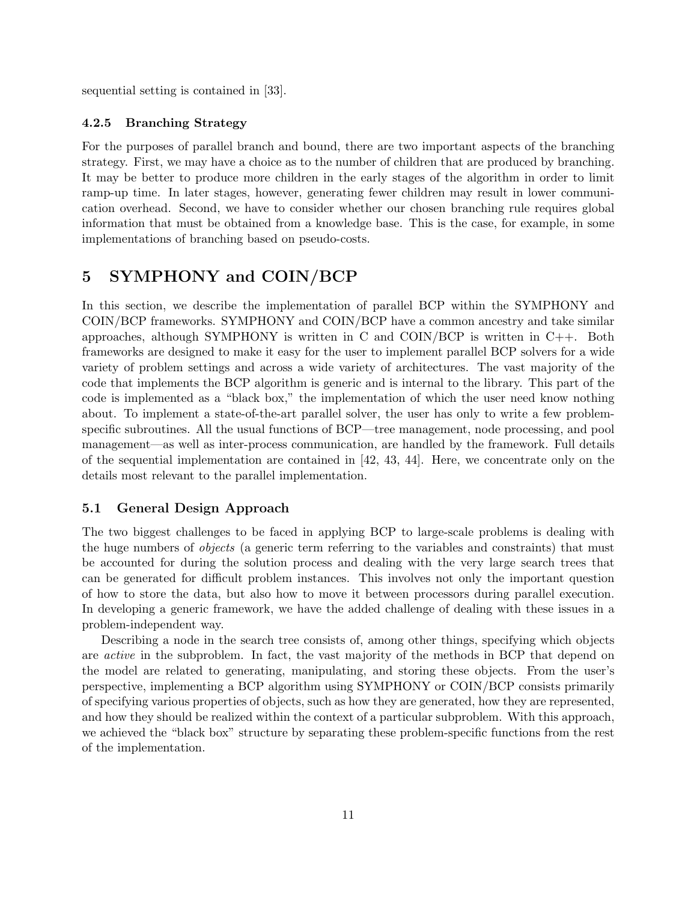sequential setting is contained in [33].

#### 4.2.5 Branching Strategy

For the purposes of parallel branch and bound, there are two important aspects of the branching strategy. First, we may have a choice as to the number of children that are produced by branching. It may be better to produce more children in the early stages of the algorithm in order to limit ramp-up time. In later stages, however, generating fewer children may result in lower communication overhead. Second, we have to consider whether our chosen branching rule requires global information that must be obtained from a knowledge base. This is the case, for example, in some implementations of branching based on pseudo-costs.

## 5 SYMPHONY and COIN/BCP

In this section, we describe the implementation of parallel BCP within the SYMPHONY and COIN/BCP frameworks. SYMPHONY and COIN/BCP have a common ancestry and take similar approaches, although SYMPHONY is written in C and COIN/BCP is written in C++. Both frameworks are designed to make it easy for the user to implement parallel BCP solvers for a wide variety of problem settings and across a wide variety of architectures. The vast majority of the code that implements the BCP algorithm is generic and is internal to the library. This part of the code is implemented as a "black box," the implementation of which the user need know nothing about. To implement a state-of-the-art parallel solver, the user has only to write a few problem-specific subroutines. All the usual functions of BCP—tree management, node processing, and pool management—as well as inter-process communication, are handled by the framework. Full details of the sequential implementation are contained in [42, 43, 44]. Here, we concentrate only on the details most relevant to the parallel implementation.

### 5.1 General Design Approach

The two biggest challenges to be faced in applying BCP to large-scale problems is dealing with the huge numbers of *objects* (a generic term referring to the variables and constraints) that must be accounted for during the solution process and dealing with the very large search trees that can be generated for difficult problem instances. This involves not only the important question of how to store the data, but also how to move it between processors during parallel execution. In developing a generic framework, we have the added challenge of dealing with these issues in a problem-independent way.

Describing a node in the search tree consists of, among other things, specifying which objects are *active* in the subproblem. In fact, the vast majority of the methods in BCP that depend on the model are related to generating, manipulating, and storing these objects. From the user's perspective, implementing a BCP algorithm using SYMPHONY or COIN/BCP consists primarily of specifying various properties of objects, such as how they are generated, how they are represented, and how they should be realized within the context of a particular subproblem. With this approach, we achieved the "black box" structure by separating these problem-specific functions from the rest of the implementation.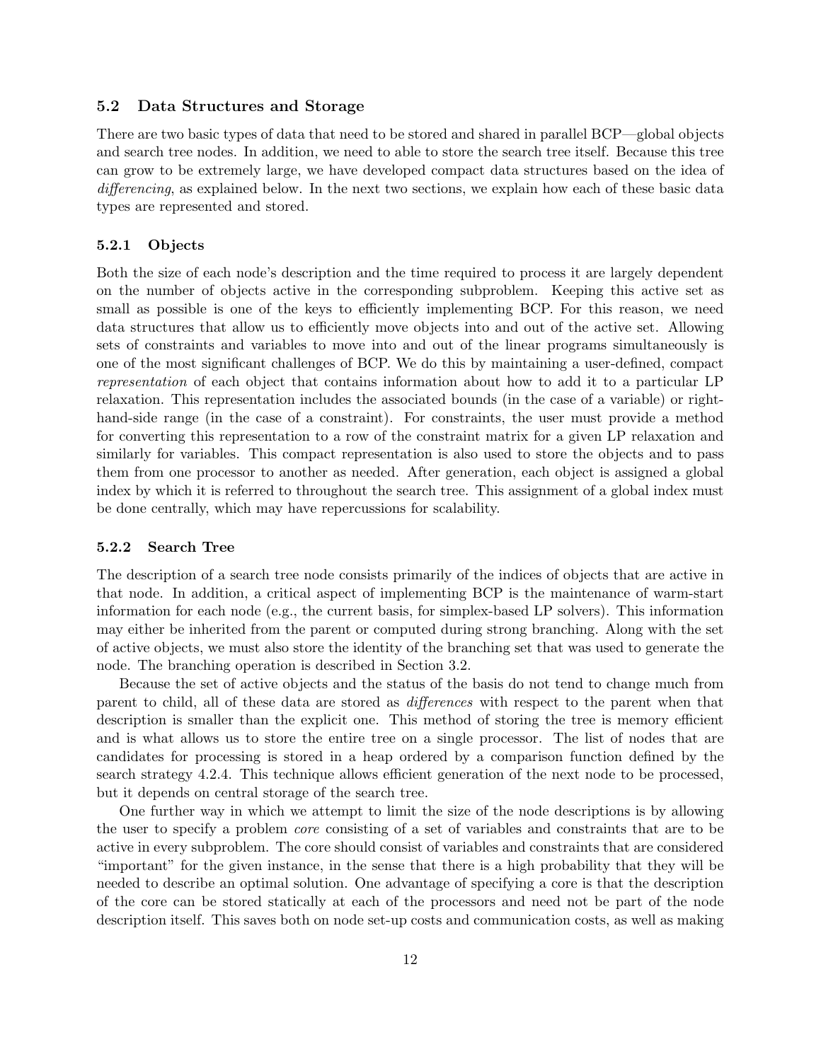### 5.2 Data Structures and Storage

There are two basic types of data that need to be stored and shared in parallel BCP—global objects and search tree nodes. In addition, we need to able to store the search tree itself. Because this tree can grow to be extremely large, we have developed compact data structures based on the idea of *differencing*, as explained below. In the next two sections, we explain how each of these basic data types are represented and stored.

#### 5.2.1 Objects

Both the size of each node's description and the time required to process it are largely dependent on the number of objects active in the corresponding subproblem. Keeping this active set as small as possible is one of the keys to efficiently implementing BCP. For this reason, we need data structures that allow us to efficiently move objects into and out of the active set. Allowing sets of constraints and variables to move into and out of the linear programs simultaneously is one of the most significant challenges of BCP. We do this by maintaining a user-defined, compact *representation* of each object that contains information about how to add it to a particular LP relaxation. This representation includes the associated bounds (in the case of a variable) or right-hand-side range (in the case of a constraint). For constraints, the user must provide a method for converting this representation to a row of the constraint matrix for a given LP relaxation and similarly for variables. This compact representation is also used to store the objects and to pass them from one processor to another as needed. After generation, each object is assigned a global index by which it is referred to throughout the search tree. This assignment of a global index must be done centrally, which may have repercussions for scalability.

#### 5.2.2 Search Tree

The description of a search tree node consists primarily of the indices of objects that are active in that node. In addition, a critical aspect of implementing BCP is the maintenance of warm-start information for each node (e.g., the current basis, for simplex-based LP solvers). This information may either be inherited from the parent or computed during strong branching. Along with the set of active objects, we must also store the identity of the branching set that was used to generate the node. The branching operation is described in Section 3.2.

Because the set of active objects and the status of the basis do not tend to change much from parent to child, all of these data are stored as *differences* with respect to the parent when that description is smaller than the explicit one. This method of storing the tree is memory efficient and is what allows us to store the entire tree on a single processor. The list of nodes that are candidates for processing is stored in a heap ordered by a comparison function defined by the search strategy 4.2.4. This technique allows efficient generation of the next node to be processed, but it depends on central storage of the search tree.

One further way in which we attempt to limit the size of the node descriptions is by allowing the user to specify a problem *core* consisting of a set of variables and constraints that are to be active in every subproblem. The core should consist of variables and constraints that are considered "important" for the given instance, in the sense that there is a high probability that they will be needed to describe an optimal solution. One advantage of specifying a core is that the description of the core can be stored statically at each of the processors and need not be part of the node description itself. This saves both on node set-up costs and communication costs, as well as making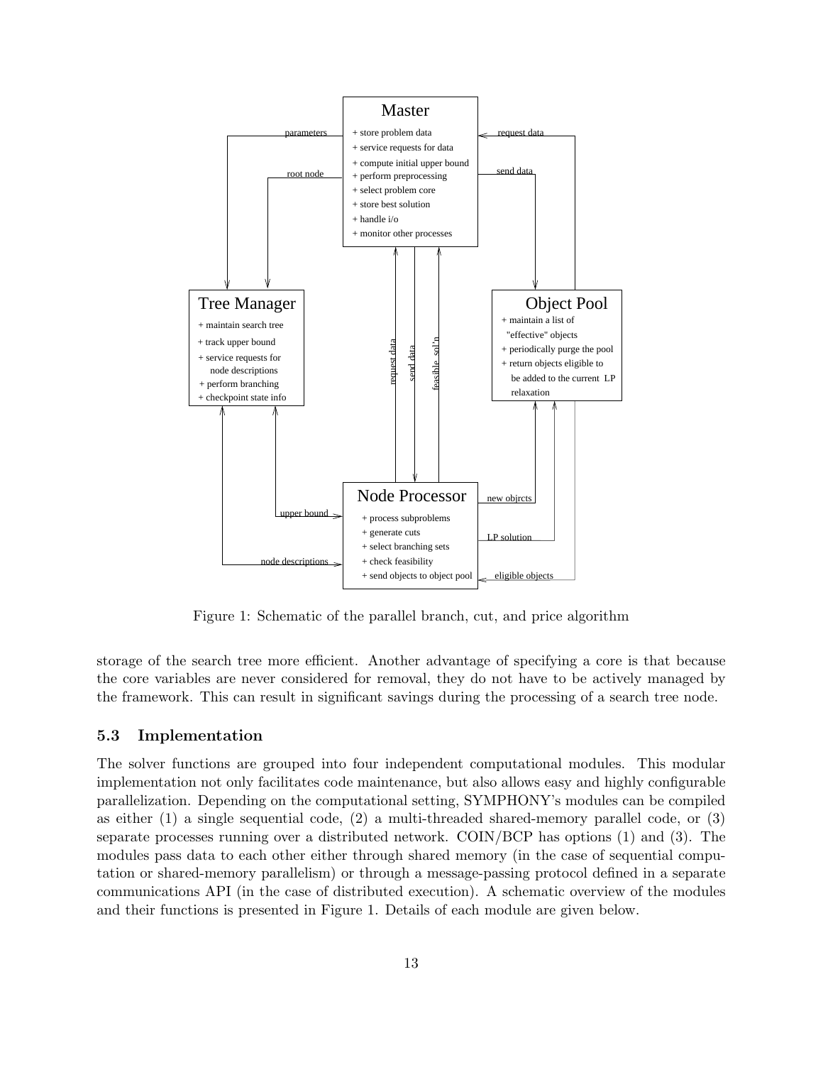Figure 1: Schematic of the parallel branch, cut, and price algorithm

storage of the search tree more efficient. Another advantage of specifying a core is that because the core variables are never considered for removal, they do not have to be actively managed by the framework. This can result in significant savings during the processing of a search tree node.

### 5.3 Implementation

The solver functions are grouped into four independent computational modules. This modular implementation not only facilitates code maintenance, but also allows easy and highly configurable parallelization. Depending on the computational setting, SYMPHONY's modules can be compiled as either (1) a single sequential code, (2) a multi-threaded shared-memory parallel code, or (3) separate processes running over a distributed network. COIN/BCP has options (1) and (3). The modules pass data to each other either through shared memory (in the case of sequential computation or shared-memory parallelism) or through a message-passing protocol defined in a separate communications API (in the case of distributed execution). A schematic overview of the modules and their functions is presented in Figure 1. Details of each module are given below.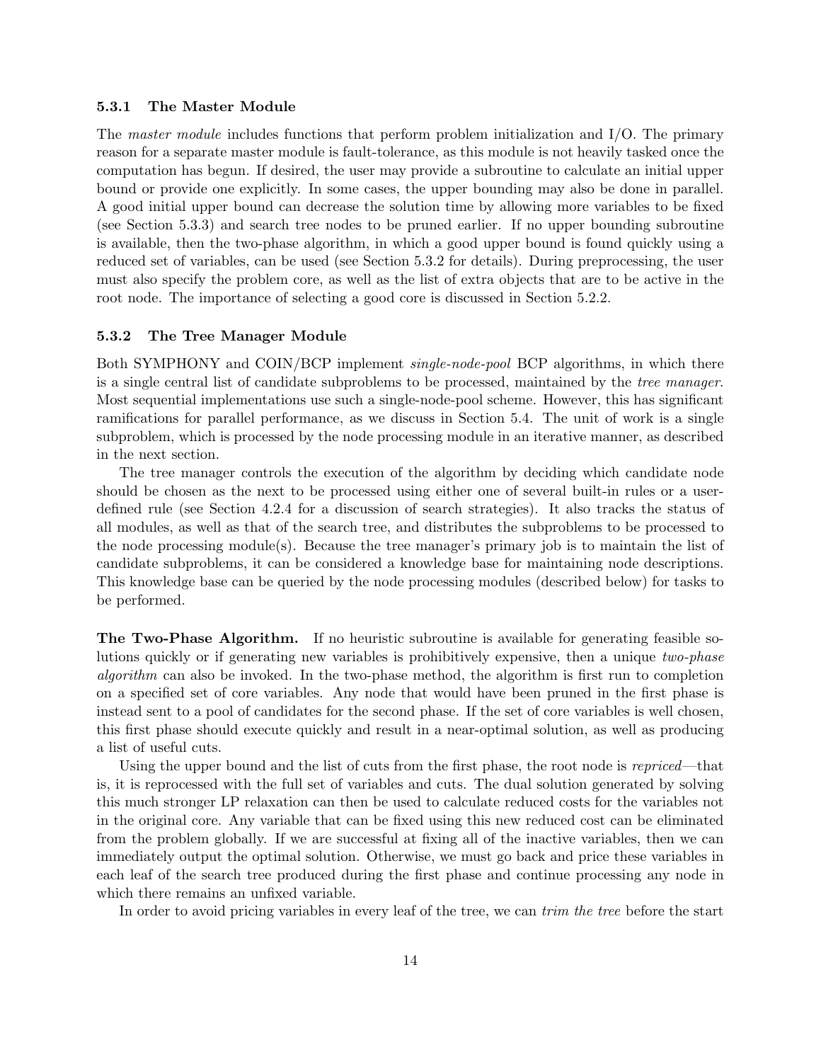### 5.3.1 The Master Module

The *master module* includes functions that perform problem initialization and I/O. The primary reason for a separate master module is fault-tolerance, as this module is not heavily tasked once the computation has begun. If desired, the user may provide a subroutine to calculate an initial upper bound or provide one explicitly. In some cases, the upper bounding may also be done in parallel. A good initial upper bound can decrease the solution time by allowing more variables to be fixed (see Section 5.3.3) and search tree nodes to be pruned earlier. If no upper bounding subroutine is available, then the two-phase algorithm, in which a good upper bound is found quickly using a reduced set of variables, can be used (see Section 5.3.2 for details). During preprocessing, the user must also specify the problem core, as well as the list of extra objects that are to be active in the root node. The importance of selecting a good core is discussed in Section 5.2.2.

### 5.3.2 The Tree Manager Module

Both SYMPHONY and COIN/BCP implement *single-node-pool* BCP algorithms, in which there is a single central list of candidate subproblems to be processed, maintained by the *tree manager*. Most sequential implementations use such a single-node-pool scheme. However, this has significant ramifications for parallel performance, as we discuss in Section 5.4. The unit of work is a single subproblem, which is processed by the node processing module in an iterative manner, as described in the next section.

The tree manager controls the execution of the algorithm by deciding which candidate node should be chosen as the next to be processed using either one of several built-in rules or a user-defined rule (see Section 4.2.4 for a discussion of search strategies). It also tracks the status of all modules, as well as that of the search tree, and distributes the subproblems to be processed to the node processing module(s). Because the tree manager's primary job is to maintain the list of candidate subproblems, it can be considered a knowledge base for maintaining node descriptions. This knowledge base can be queried by the node processing modules (described below) for tasks to be performed.

**The Two-Phase Algorithm.** If no heuristic subroutine is available for generating feasible solutions quickly or if generating new variables is prohibitively expensive, then a unique *two-phase algorithm* can also be invoked. In the two-phase method, the algorithm is first run to completion on a specified set of core variables. Any node that would have been pruned in the first phase is instead sent to a pool of candidates for the second phase. If the set of core variables is well chosen, this first phase should execute quickly and result in a near-optimal solution, as well as producing a list of useful cuts.

Using the upper bound and the list of cuts from the first phase, the root node is *repriced*—that is, it is reprocessed with the full set of variables and cuts. The dual solution generated by solving this much stronger LP relaxation can then be used to calculate reduced costs for the variables not in the original core. Any variable that can be fixed using this new reduced cost can be eliminated from the problem globally. If we are successful at fixing all of the inactive variables, then we can immediately output the optimal solution. Otherwise, we must go back and price these variables in each leaf of the search tree produced during the first phase and continue processing any node in which there remains an unfixed variable.

In order to avoid pricing variables in every leaf of the tree, we can *trim the tree* before the start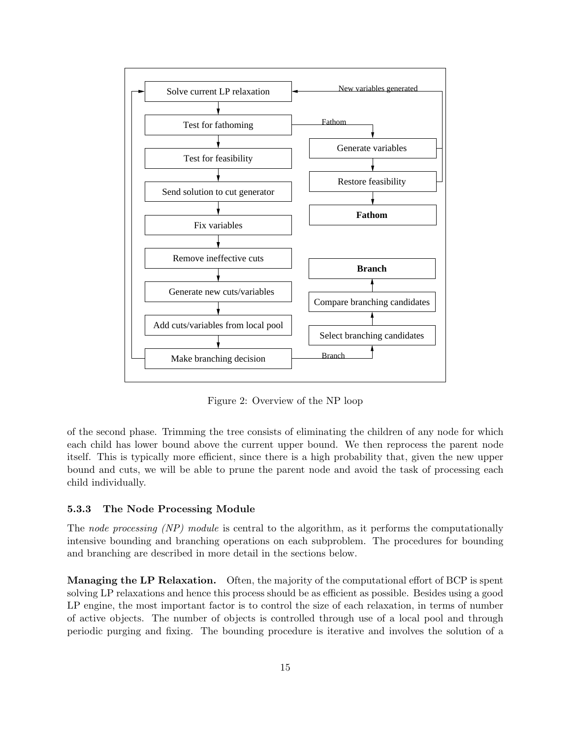Figure 2: Overview of the NP loop

of the second phase. Trimming the tree consists of eliminating the children of any node for which each child has lower bound above the current upper bound. We then reprocess the parent node itself. This is typically more efficient, since there is a high probability that, given the new upper bound and cuts, we will be able to prune the parent node and avoid the task of processing each child individually.

### 5.3.3 The Node Processing Module

The *node processing (NP) module* is central to the algorithm, as it performs the computationally intensive bounding and branching operations on each subproblem. The procedures for bounding and branching are described in more detail in the sections below.

**Managing the LP Relaxation.** Often, the majority of the computational effort of BCP is spent solving LP relaxations and hence this process should be as efficient as possible. Besides using a good LP engine, the most important factor is to control the size of each relaxation, in terms of number of active objects. The number of objects is controlled through use of a local pool and through periodic purging and fixing. The bounding procedure is iterative and involves the solution of a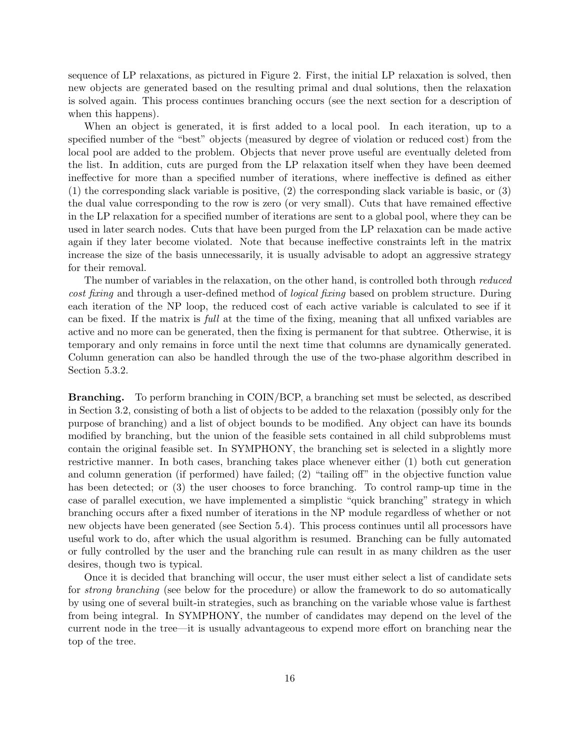sequence of LP relaxations, as pictured in Figure 2. First, the initial LP relaxation is solved, then new objects are generated based on the resulting primal and dual solutions, then the relaxation is solved again. This process continues branching occurs (see the next section for a description of when this happens).

When an object is generated, it is first added to a local pool. In each iteration, up to a specified number of the "best" objects (measured by degree of violation or reduced cost) from the local pool are added to the problem. Objects that never prove useful are eventually deleted from the list. In addition, cuts are purged from the LP relaxation itself when they have been deemed ineffective for more than a specified number of iterations, where ineffective is defined as either (1) the corresponding slack variable is positive, (2) the corresponding slack variable is basic, or (3) the dual value corresponding to the row is zero (or very small). Cuts that have remained effective in the LP relaxation for a specified number of iterations are sent to a global pool, where they can be used in later search nodes. Cuts that have been purged from the LP relaxation can be made active again if they later become violated. Note that because ineffective constraints left in the matrix increase the size of the basis unnecessarily, it is usually advisable to adopt an aggressive strategy for their removal.

The number of variables in the relaxation, on the other hand, is controlled both through *reduced cost fixing* and through a user-defined method of *logical fixing* based on problem structure. During each iteration of the NP loop, the reduced cost of each active variable is calculated to see if it can be fixed. If the matrix is *full* at the time of the fixing, meaning that all unfixed variables are active and no more can be generated, then the fixing is permanent for that subtree. Otherwise, it is temporary and only remains in force until the next time that columns are dynamically generated. Column generation can also be handled through the use of the two-phase algorithm described in Section 5.3.2.

**Branching.** To perform branching in COIN/BCP, a branching set must be selected, as described in Section 3.2, consisting of both a list of objects to be added to the relaxation (possibly only for the purpose of branching) and a list of object bounds to be modified. Any object can have its bounds modified by branching, but the union of the feasible sets contained in all child subproblems must contain the original feasible set. In SYMPHONY, the branching set is selected in a slightly more restrictive manner. In both cases, branching takes place whenever either (1) both cut generation and column generation (if performed) have failed; (2) "tailing off" in the objective function value has been detected; or (3) the user chooses to force branching. To control ramp-up time in the case of parallel execution, we have implemented a simplistic "quick branching" strategy in which branching occurs after a fixed number of iterations in the NP module regardless of whether or not new objects have been generated (see Section 5.4). This process continues until all processors have useful work to do, after which the usual algorithm is resumed. Branching can be fully automated or fully controlled by the user and the branching rule can result in as many children as the user desires, though two is typical.

Once it is decided that branching will occur, the user must either select a list of candidate sets for *strong branching* (see below for the procedure) or allow the framework to do so automatically by using one of several built-in strategies, such as branching on the variable whose value is farthest from being integral. In SYMPHONY, the number of candidates may depend on the level of the current node in the tree—it is usually advantageous to expend more effort on branching near the top of the tree.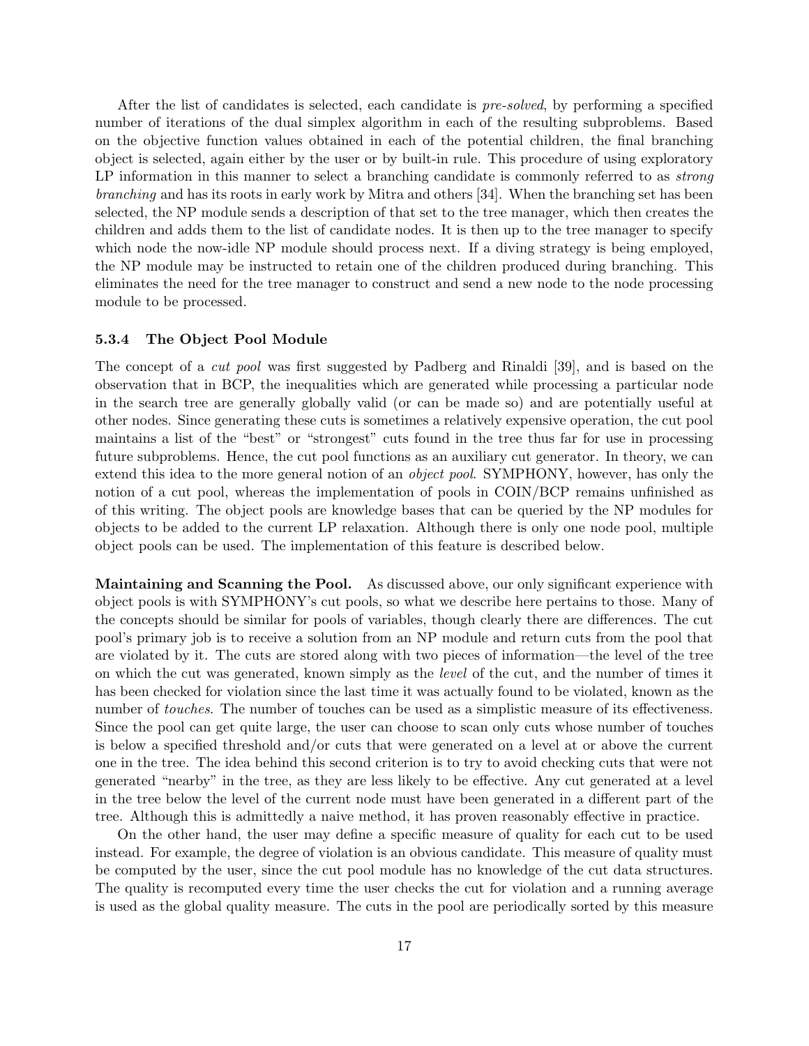After the list of candidates is selected, each candidate is *pre-solved*, by performing a specified number of iterations of the dual simplex algorithm in each of the resulting subproblems. Based on the objective function values obtained in each of the potential children, the final branching object is selected, again either by the user or by built-in rule. This procedure of using exploratory LP information in this manner to select a branching candidate is commonly referred to as *strong branching* and has its roots in early work by Mitra and others [34]. When the branching set has been selected, the NP module sends a description of that set to the tree manager, which then creates the children and adds them to the list of candidate nodes. It is then up to the tree manager to specify which node the now-idle NP module should process next. If a diving strategy is being employed, the NP module may be instructed to retain one of the children produced during branching. This eliminates the need for the tree manager to construct and send a new node to the node processing module to be processed.

#### 5.3.4 The Object Pool Module

The concept of a *cut pool* was first suggested by Padberg and Rinaldi [39], and is based on the observation that in BCP, the inequalities which are generated while processing a particular node in the search tree are generally globally valid (or can be made so) and are potentially useful at other nodes. Since generating these cuts is sometimes a relatively expensive operation, the cut pool maintains a list of the "best" or "strongest" cuts found in the tree thus far for use in processing future subproblems. Hence, the cut pool functions as an auxiliary cut generator. In theory, we can extend this idea to the more general notion of an *object pool*. SYMPHONY, however, has only the notion of a cut pool, whereas the implementation of pools in COIN/BCP remains unfinished as of this writing. The object pools are knowledge bases that can be queried by the NP modules for objects to be added to the current LP relaxation. Although there is only one node pool, multiple object pools can be used. The implementation of this feature is described below.

**Maintaining and Scanning the Pool.** As discussed above, our only significant experience with object pools is with SYMPHONY's cut pools, so what we describe here pertains to those. Many of the concepts should be similar for pools of variables, though clearly there are differences. The cut pool's primary job is to receive a solution from an NP module and return cuts from the pool that are violated by it. The cuts are stored along with two pieces of information—the level of the tree on which the cut was generated, known simply as the *level* of the cut, and the number of times it has been checked for violation since the last time it was actually found to be violated, known as the number of *touches*. The number of touches can be used as a simplistic measure of its effectiveness. Since the pool can get quite large, the user can choose to scan only cuts whose number of touches is below a specified threshold and/or cuts that were generated on a level at or above the current one in the tree. The idea behind this second criterion is to try to avoid checking cuts that were not generated "nearby" in the tree, as they are less likely to be effective. Any cut generated at a level in the tree below the level of the current node must have been generated in a different part of the tree. Although this is admittedly a naive method, it has proven reasonably effective in practice.

On the other hand, the user may define a specific measure of quality for each cut to be used instead. For example, the degree of violation is an obvious candidate. This measure of quality must be computed by the user, since the cut pool module has no knowledge of the cut data structures. The quality is recomputed every time the user checks the cut for violation and a running average is used as the global quality measure. The cuts in the pool are periodically sorted by this measure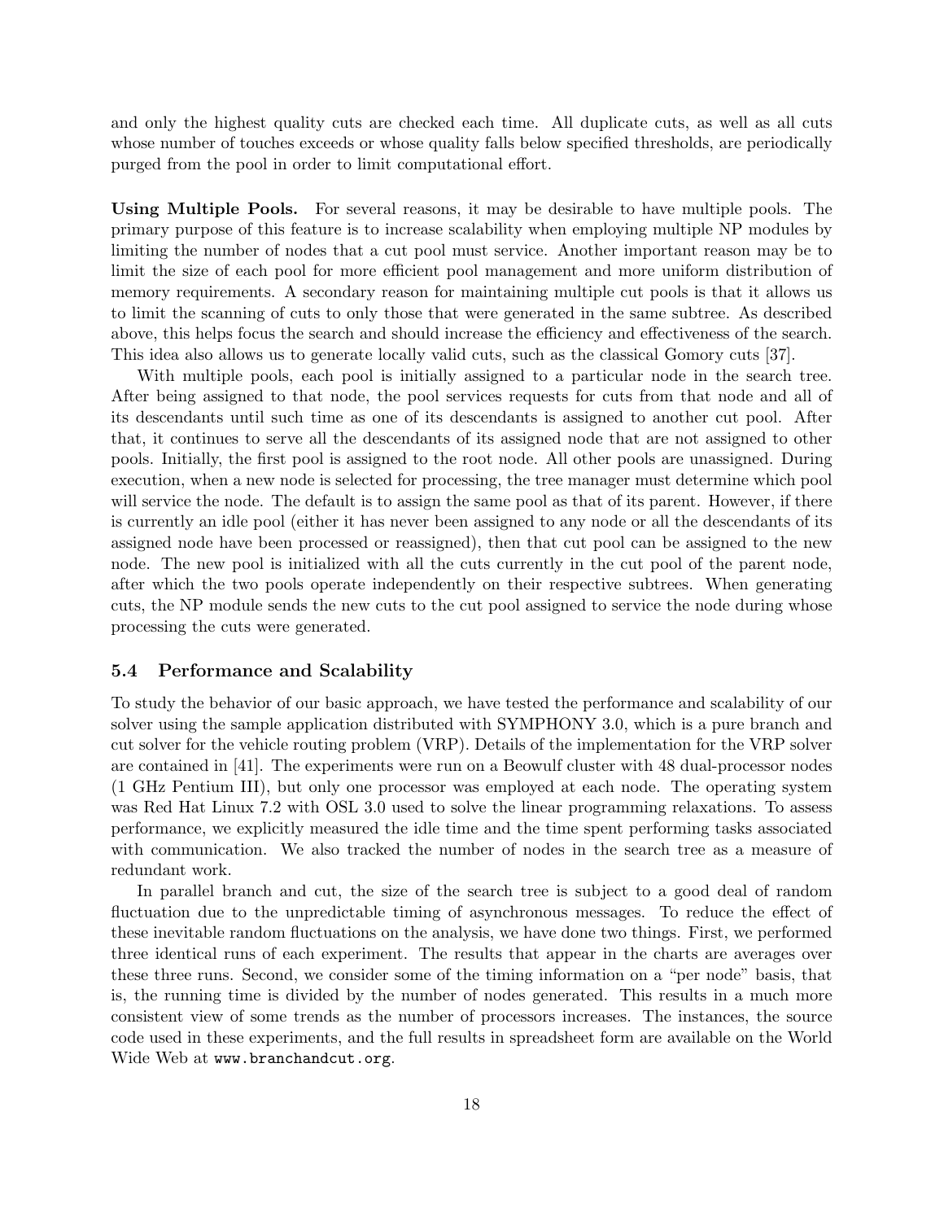and only the highest quality cuts are checked each time. All duplicate cuts, as well as all cuts whose number of touches exceeds or whose quality falls below specified thresholds, are periodically purged from the pool in order to limit computational effort.

**Using Multiple Pools.** For several reasons, it may be desirable to have multiple pools. The primary purpose of this feature is to increase scalability when employing multiple NP modules by limiting the number of nodes that a cut pool must service. Another important reason may be to limit the size of each pool for more efficient pool management and more uniform distribution of memory requirements. A secondary reason for maintaining multiple cut pools is that it allows us to limit the scanning of cuts to only those that were generated in the same subtree. As described above, this helps focus the search and should increase the efficiency and effectiveness of the search. This idea also allows us to generate locally valid cuts, such as the classical Gomory cuts [37].

With multiple pools, each pool is initially assigned to a particular node in the search tree. After being assigned to that node, the pool services requests for cuts from that node and all of its descendants until such time as one of its descendants is assigned to another cut pool. After that, it continues to serve all the descendants of its assigned node that are not assigned to other pools. Initially, the first pool is assigned to the root node. All other pools are unassigned. During execution, when a new node is selected for processing, the tree manager must determine which pool will service the node. The default is to assign the same pool as that of its parent. However, if there is currently an idle pool (either it has never been assigned to any node or all the descendants of its assigned node have been processed or reassigned), then that cut pool can be assigned to the new node. The new pool is initialized with all the cuts currently in the cut pool of the parent node, after which the two pools operate independently on their respective subtrees. When generating cuts, the NP module sends the new cuts to the cut pool assigned to service the node during whose processing the cuts were generated.

### 5.4 Performance and Scalability

To study the behavior of our basic approach, we have tested the performance and scalability of our solver using the sample application distributed with SYMPHONY 3.0, which is a pure branch and cut solver for the vehicle routing problem (VRP). Details of the implementation for the VRP solver are contained in [41]. The experiments were run on a Beowulf cluster with 48 dual-processor nodes (1 GHz Pentium III), but only one processor was employed at each node. The operating system was Red Hat Linux 7.2 with OSL 3.0 used to solve the linear programming relaxations. To assess performance, we explicitly measured the idle time and the time spent performing tasks associated with communication. We also tracked the number of nodes in the search tree as a measure of redundant work.

In parallel branch and cut, the size of the search tree is subject to a good deal of random fluctuation due to the unpredictable timing of asynchronous messages. To reduce the effect of these inevitable random fluctuations on the analysis, we have done two things. First, we performed three identical runs of each experiment. The results that appear in the charts are averages over these three runs. Second, we consider some of the timing information on a "per node" basis, that is, the running time is divided by the number of nodes generated. This results in a much more consistent view of some trends as the number of processors increases. The instances, the source code used in these experiments, and the full results in spreadsheet form are available on the World Wide Web at `www.branchandcut.org`.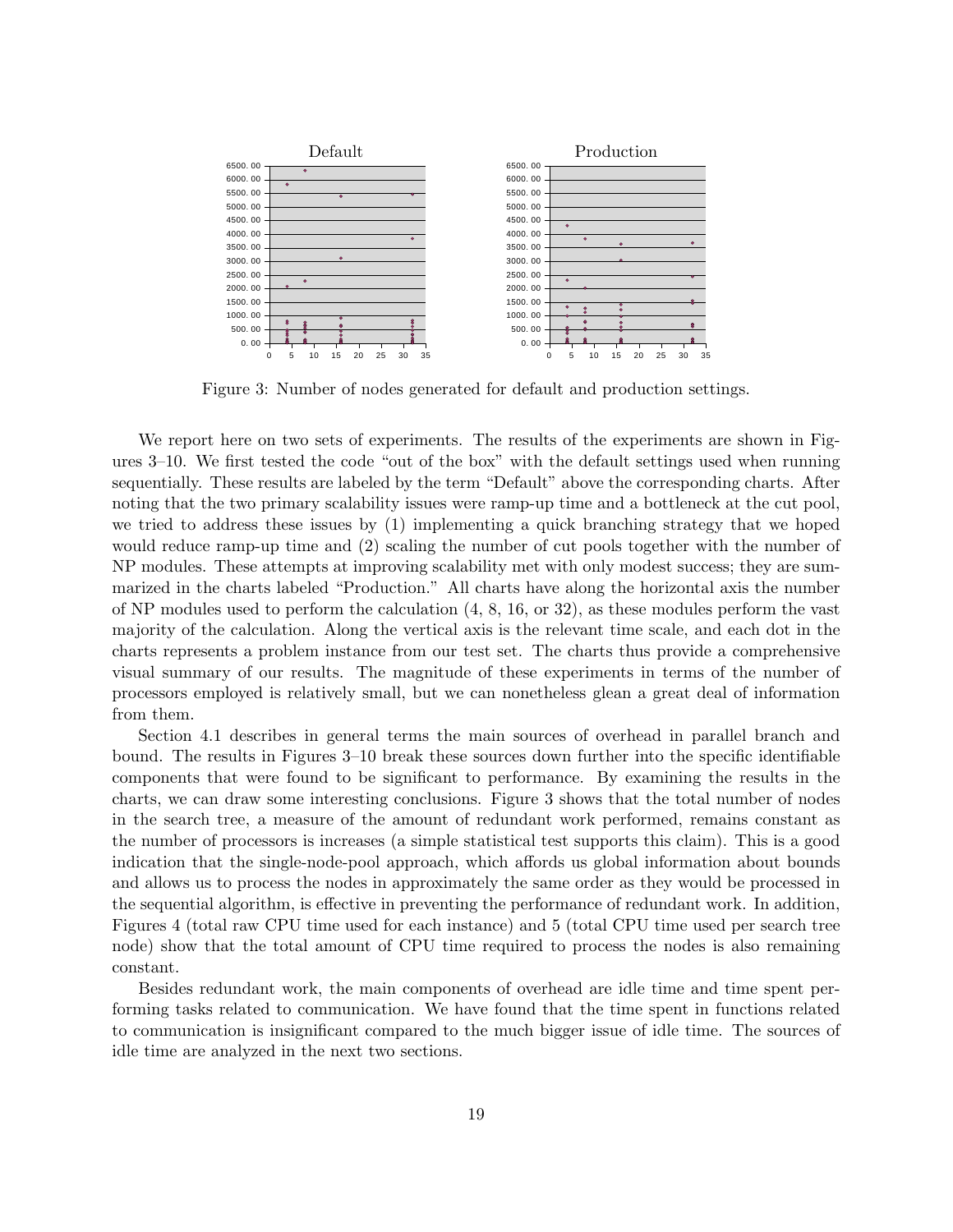Figure 3: Number of nodes generated for default and production settings.

We report here on two sets of experiments. The results of the experiments are shown in Figures 3–10. We first tested the code "out of the box" with the default settings used when running sequentially. These results are labeled by the term "Default" above the corresponding charts. After noting that the two primary scalability issues were ramp-up time and a bottleneck at the cut pool, we tried to address these issues by (1) implementing a quick branching strategy that we hoped would reduce ramp-up time and (2) scaling the number of cut pools together with the number of NP modules. These attempts at improving scalability met with only modest success; they are summarized in the charts labeled "Production." All charts have along the horizontal axis the number of NP modules used to perform the calculation (4, 8, 16, or 32), as these modules perform the vast majority of the calculation. Along the vertical axis is the relevant time scale, and each dot in the charts represents a problem instance from our test set. The charts thus provide a comprehensive visual summary of our results. The magnitude of these experiments in terms of the number of processors employed is relatively small, but we can nonetheless glean a great deal of information from them.

Section 4.1 describes in general terms the main sources of overhead in parallel branch and bound. The results in Figures 3–10 break these sources down further into the specific identifiable components that were found to be significant to performance. By examining the results in the charts, we can draw some interesting conclusions. Figure 3 shows that the total number of nodes in the search tree, a measure of the amount of redundant work performed, remains constant as the number of processors is increases (a simple statistical test supports this claim). This is a good indication that the single-node-pool approach, which affords us global information about bounds and allows us to process the nodes in approximately the same order as they would be processed in the sequential algorithm, is effective in preventing the performance of redundant work. In addition, Figures 4 (total raw CPU time used for each instance) and 5 (total CPU time used per search tree node) show that the total amount of CPU time required to process the nodes is also remaining constant.

Besides redundant work, the main components of overhead are idle time and time spent performing tasks related to communication. We have found that the time spent in functions related to communication is insignificant compared to the much bigger issue of idle time. The sources of idle time are analyzed in the next two sections.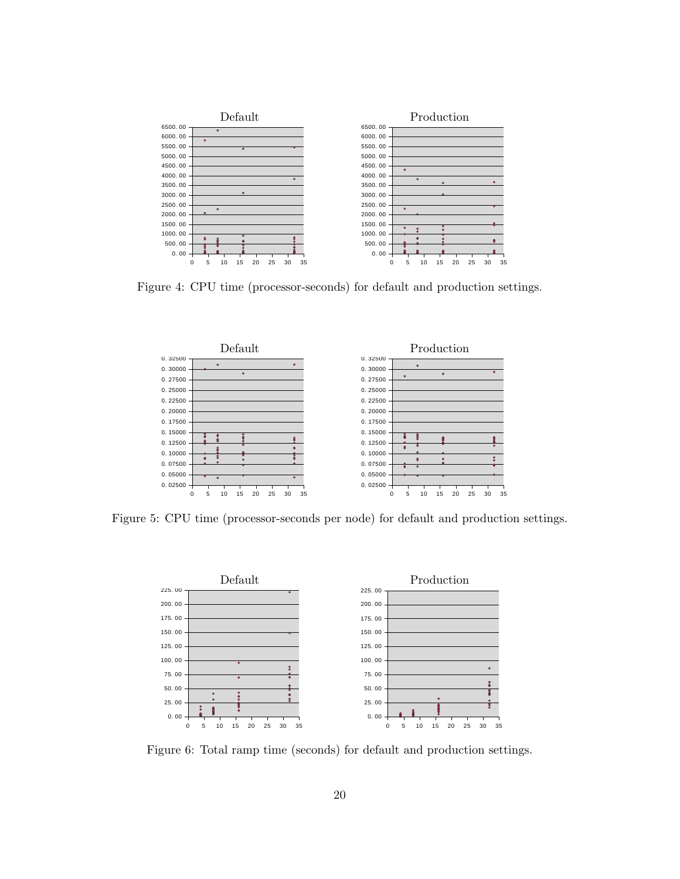Figure 4: CPU time (processor-seconds) for default and production settings.

Figure 5: CPU time (processor-seconds per node) for default and production settings.

Figure 6: Total ramp time (seconds) for default and production settings.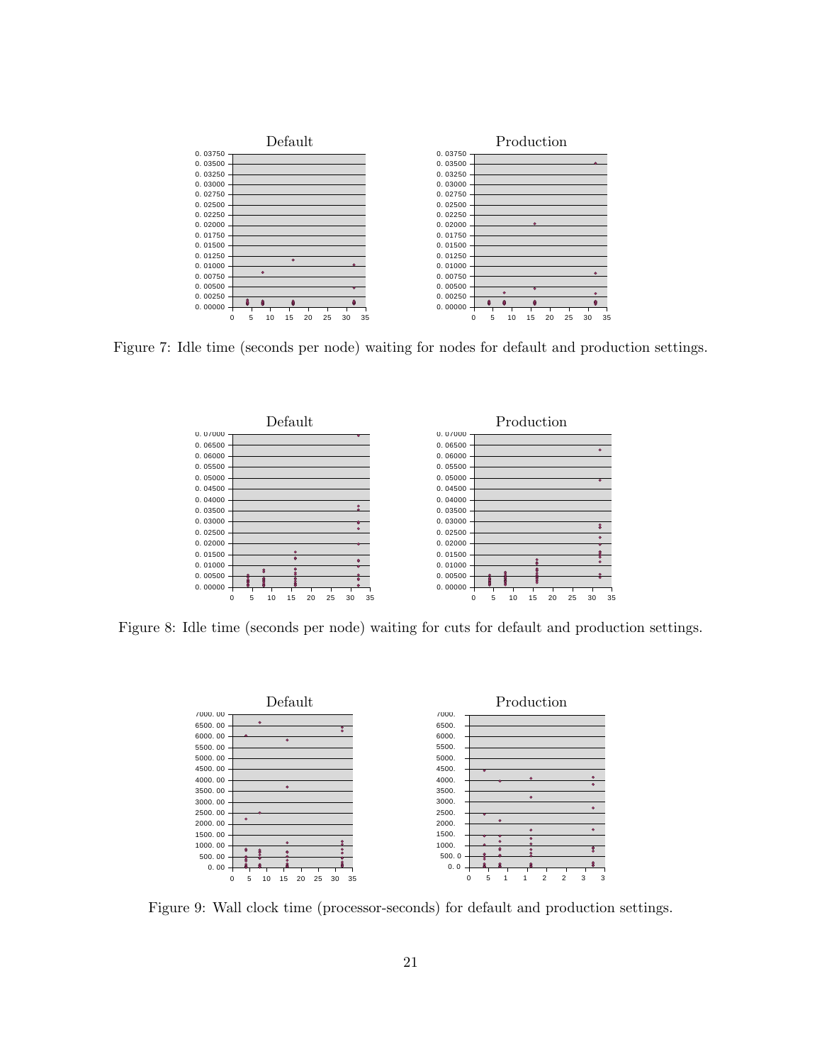Figure 7: Idle time (seconds per node) waiting for nodes for default and production settings.

Figure 8: Idle time (seconds per node) waiting for cuts for default and production settings.

Figure 9: Wall clock time (processor-seconds) for default and production settings.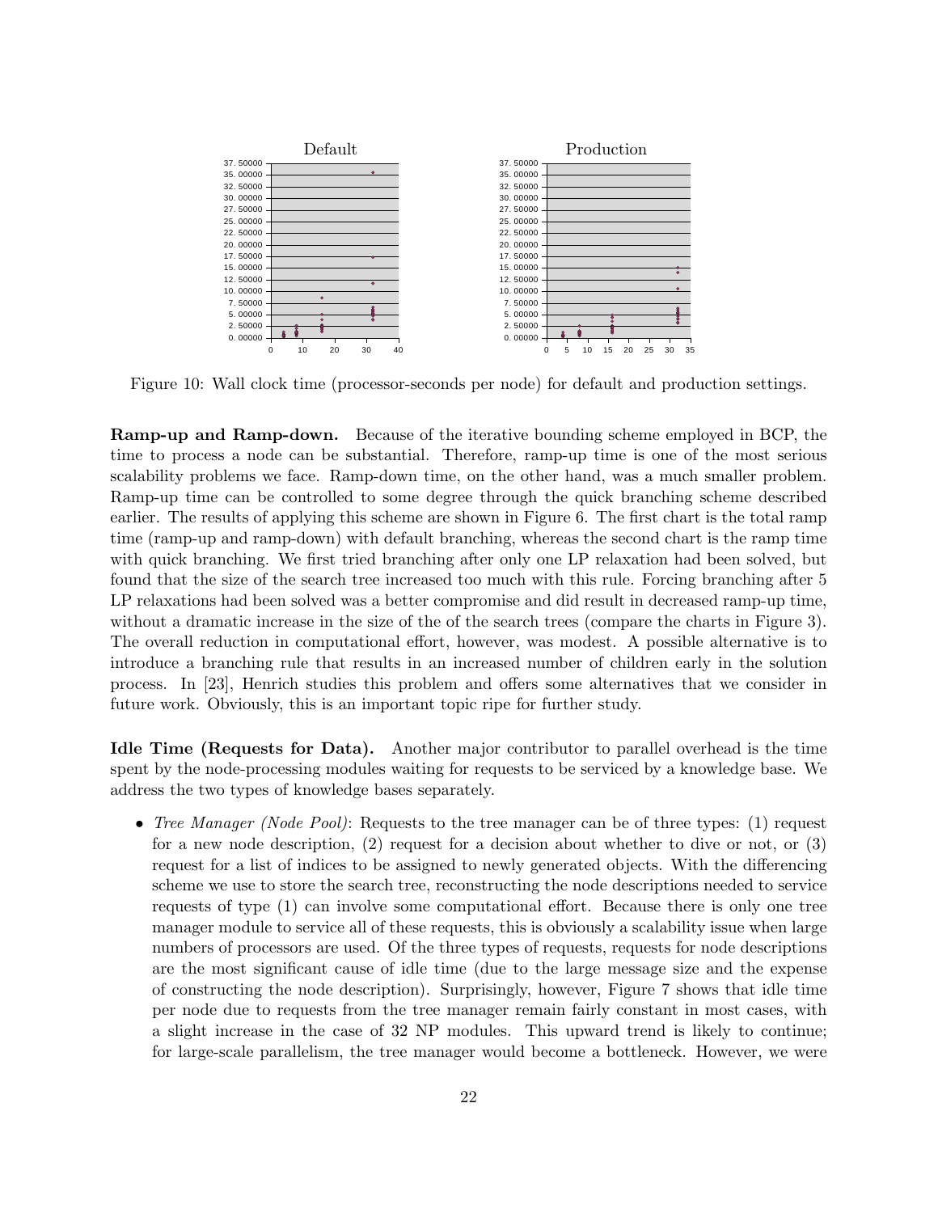Figure 10: Wall clock time (processor-seconds per node) for default and production settings.

**Ramp-up and Ramp-down.** Because of the iterative bounding scheme employed in BCP, the time to process a node can be substantial. Therefore, ramp-up time is one of the most serious scalability problems we face. Ramp-down time, on the other hand, was a much smaller problem. Ramp-up time can be controlled to some degree through the quick branching scheme described earlier. The results of applying this scheme are shown in Figure 6. The first chart is the total ramp time (ramp-up and ramp-down) with default branching, whereas the second chart is the ramp time with quick branching. We first tried branching after only one LP relaxation had been solved, but found that the size of the search tree increased too much with this rule. Forcing branching after 5 LP relaxations had been solved was a better compromise and did result in decreased ramp-up time, without a dramatic increase in the size of the of the search trees (compare the charts in Figure 3). The overall reduction in computational effort, however, was modest. A possible alternative is to introduce a branching rule that results in an increased number of children early in the solution process. In [23], Henrich studies this problem and offers some alternatives that we consider in future work. Obviously, this is an important topic ripe for further study.

**Idle Time (Requests for Data).** Another major contributor to parallel overhead is the time spent by the node-processing modules waiting for requests to be serviced by a knowledge base. We address the two types of knowledge bases separately.

- *Tree Manager (Node Pool)*: Requests to the tree manager can be of three types: (1) request for a new node description, (2) request for a decision about whether to dive or not, or (3) request for a list of indices to be assigned to newly generated objects. With the differencing scheme we use to store the search tree, reconstructing the node descriptions needed to service requests of type (1) can involve some computational effort. Because there is only one tree manager module to service all of these requests, this is obviously a scalability issue when large numbers of processors are used. Of the three types of requests, requests for node descriptions are the most significant cause of idle time (due to the large message size and the expense of constructing the node description). Surprisingly, however, Figure 7 shows that idle time per node due to requests from the tree manager remain fairly constant in most cases, with a slight increase in the case of 32 NP modules. This upward trend is likely to continue; for large-scale parallelism, the tree manager would become a bottleneck. However, we were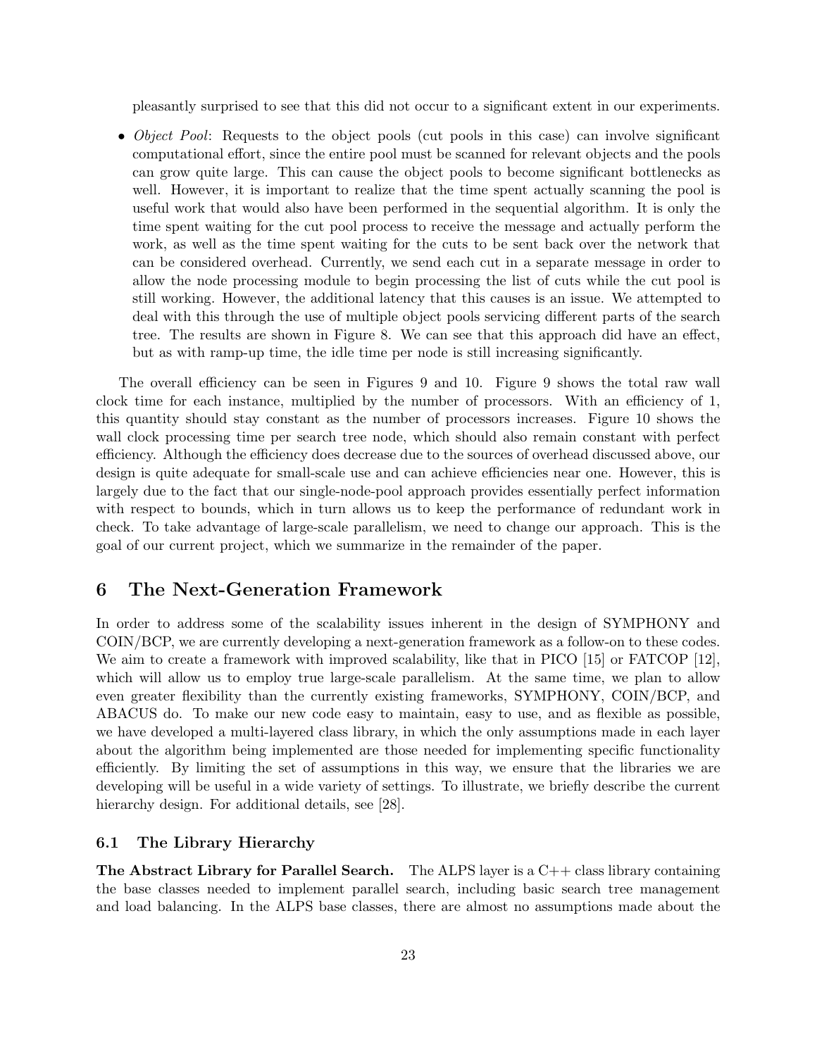pleasantly surprised to see that this did not occur to a significant extent in our experiments.

- *Object Pool*: Requests to the object pools (cut pools in this case) can involve significant computational effort, since the entire pool must be scanned for relevant objects and the pools can grow quite large. This can cause the object pools to become significant bottlenecks as well. However, it is important to realize that the time spent actually scanning the pool is useful work that would also have been performed in the sequential algorithm. It is only the time spent waiting for the cut pool process to receive the message and actually perform the work, as well as the time spent waiting for the cuts to be sent back over the network that can be considered overhead. Currently, we send each cut in a separate message in order to allow the node processing module to begin processing the list of cuts while the cut pool is still working. However, the additional latency that this causes is an issue. We attempted to deal with this through the use of multiple object pools servicing different parts of the search tree. The results are shown in Figure 8. We can see that this approach did have an effect, but as with ramp-up time, the idle time per node is still increasing significantly.

The overall efficiency can be seen in Figures 9 and 10. Figure 9 shows the total raw wall clock time for each instance, multiplied by the number of processors. With an efficiency of 1, this quantity should stay constant as the number of processors increases. Figure 10 shows the wall clock processing time per search tree node, which should also remain constant with perfect efficiency. Although the efficiency does decrease due to the sources of overhead discussed above, our design is quite adequate for small-scale use and can achieve efficiencies near one. However, this is largely due to the fact that our single-node-pool approach provides essentially perfect information with respect to bounds, which in turn allows us to keep the performance of redundant work in check. To take advantage of large-scale parallelism, we need to change our approach. This is the goal of our current project, which we summarize in the remainder of the paper.

## 6 The Next-Generation Framework

In order to address some of the scalability issues inherent in the design of SYMPHONY and COIN/BCP, we are currently developing a next-generation framework as a follow-on to these codes. We aim to create a framework with improved scalability, like that in PICO [15] or FATCOP [12], which will allow us to employ true large-scale parallelism. At the same time, we plan to allow even greater flexibility than the currently existing frameworks, SYMPHONY, COIN/BCP, and ABACUS do. To make our new code easy to maintain, easy to use, and as flexible as possible, we have developed a multi-layered class library, in which the only assumptions made in each layer about the algorithm being implemented are those needed for implementing specific functionality efficiently. By limiting the set of assumptions in this way, we ensure that the libraries we are developing will be useful in a wide variety of settings. To illustrate, we briefly describe the current hierarchy design. For additional details, see [28].

### 6.1 The Library Hierarchy

**The Abstract Library for Parallel Search.** The ALPS layer is a C++ class library containing the base classes needed to implement parallel search, including basic search tree management and load balancing. In the ALPS base classes, there are almost no assumptions made about the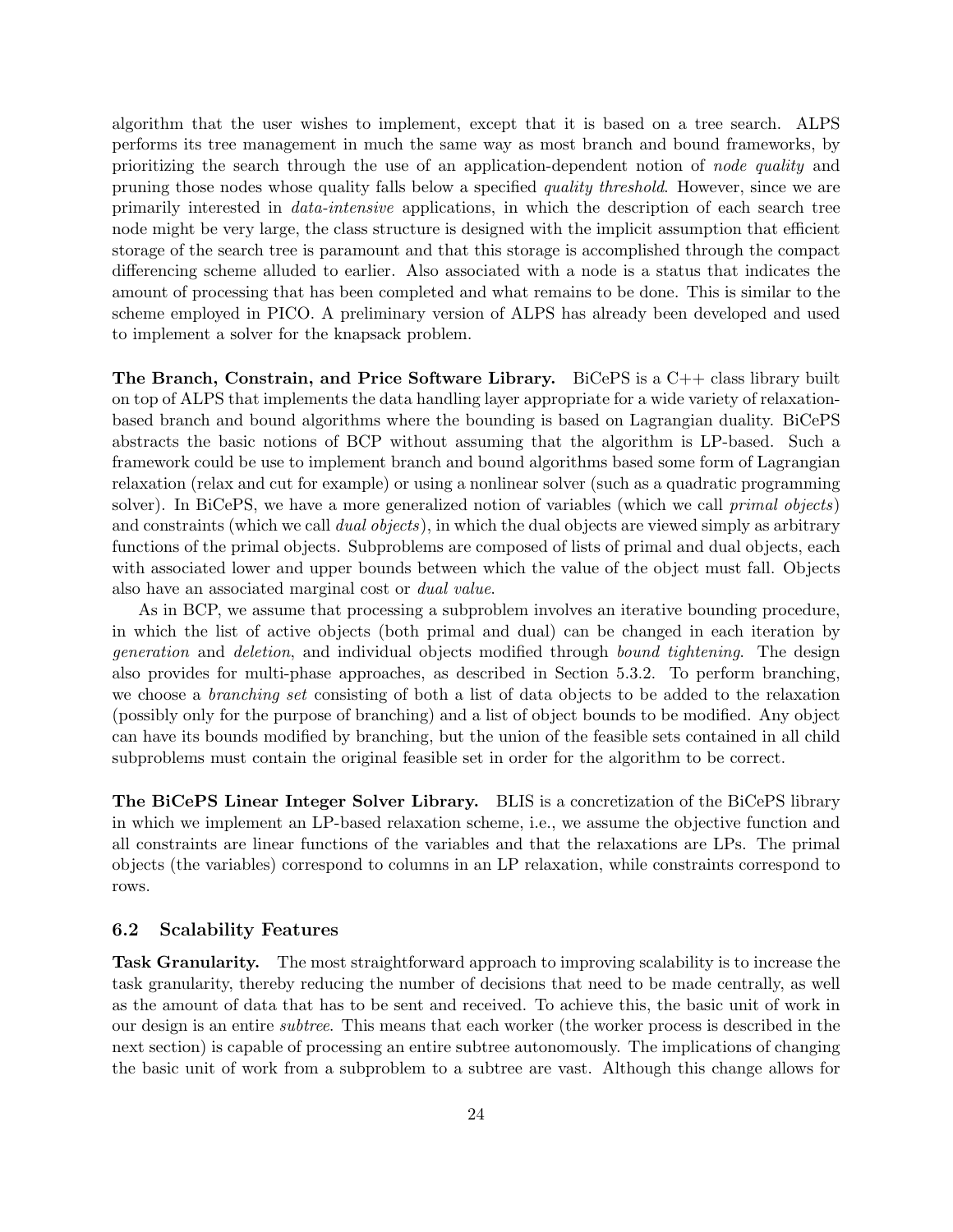algorithm that the user wishes to implement, except that it is based on a tree search. ALPS performs its tree management in much the same way as most branch and bound frameworks, by prioritizing the search through the use of an application-dependent notion of *node quality* and pruning those nodes whose quality falls below a specified *quality threshold*. However, since we are primarily interested in *data-intensive* applications, in which the description of each search tree node might be very large, the class structure is designed with the implicit assumption that efficient storage of the search tree is paramount and that this storage is accomplished through the compact differencing scheme alluded to earlier. Also associated with a node is a status that indicates the amount of processing that has been completed and what remains to be done. This is similar to the scheme employed in PICO. A preliminary version of ALPS has already been developed and used to implement a solver for the knapsack problem.

**The Branch, Constrain, and Price Software Library.** BiCePS is a C++ class library built on top of ALPS that implements the data handling layer appropriate for a wide variety of relaxation-based branch and bound algorithms where the bounding is based on Lagrangian duality. BiCePS abstracts the basic notions of BCP without assuming that the algorithm is LP-based. Such a framework could be use to implement branch and bound algorithms based some form of Lagrangian relaxation (relax and cut for example) or using a nonlinear solver (such as a quadratic programming solver). In BiCePS, we have a more generalized notion of variables (which we call *primal objects*) and constraints (which we call *dual objects*), in which the dual objects are viewed simply as arbitrary functions of the primal objects. Subproblems are composed of lists of primal and dual objects, each with associated lower and upper bounds between which the value of the object must fall. Objects also have an associated marginal cost or *dual value*.

As in BCP, we assume that processing a subproblem involves an iterative bounding procedure, in which the list of active objects (both primal and dual) can be changed in each iteration by *generation* and *deletion*, and individual objects modified through *bound tightening*. The design also provides for multi-phase approaches, as described in Section 5.3.2. To perform branching, we choose a *branching set* consisting of both a list of data objects to be added to the relaxation (possibly only for the purpose of branching) and a list of object bounds to be modified. Any object can have its bounds modified by branching, but the union of the feasible sets contained in all child subproblems must contain the original feasible set in order for the algorithm to be correct.

**The BiCePS Linear Integer Solver Library.** BLIS is a concretization of the BiCePS library in which we implement an LP-based relaxation scheme, i.e., we assume the objective function and all constraints are linear functions of the variables and that the relaxations are LPs. The primal objects (the variables) correspond to columns in an LP relaxation, while constraints correspond to rows.

### 6.2 Scalability Features

**Task Granularity.** The most straightforward approach to improving scalability is to increase the task granularity, thereby reducing the number of decisions that need to be made centrally, as well as the amount of data that has to be sent and received. To achieve this, the basic unit of work in our design is an entire *subtree*. This means that each worker (the worker process is described in the next section) is capable of processing an entire subtree autonomously. The implications of changing the basic unit of work from a subproblem to a subtree are vast. Although this change allows for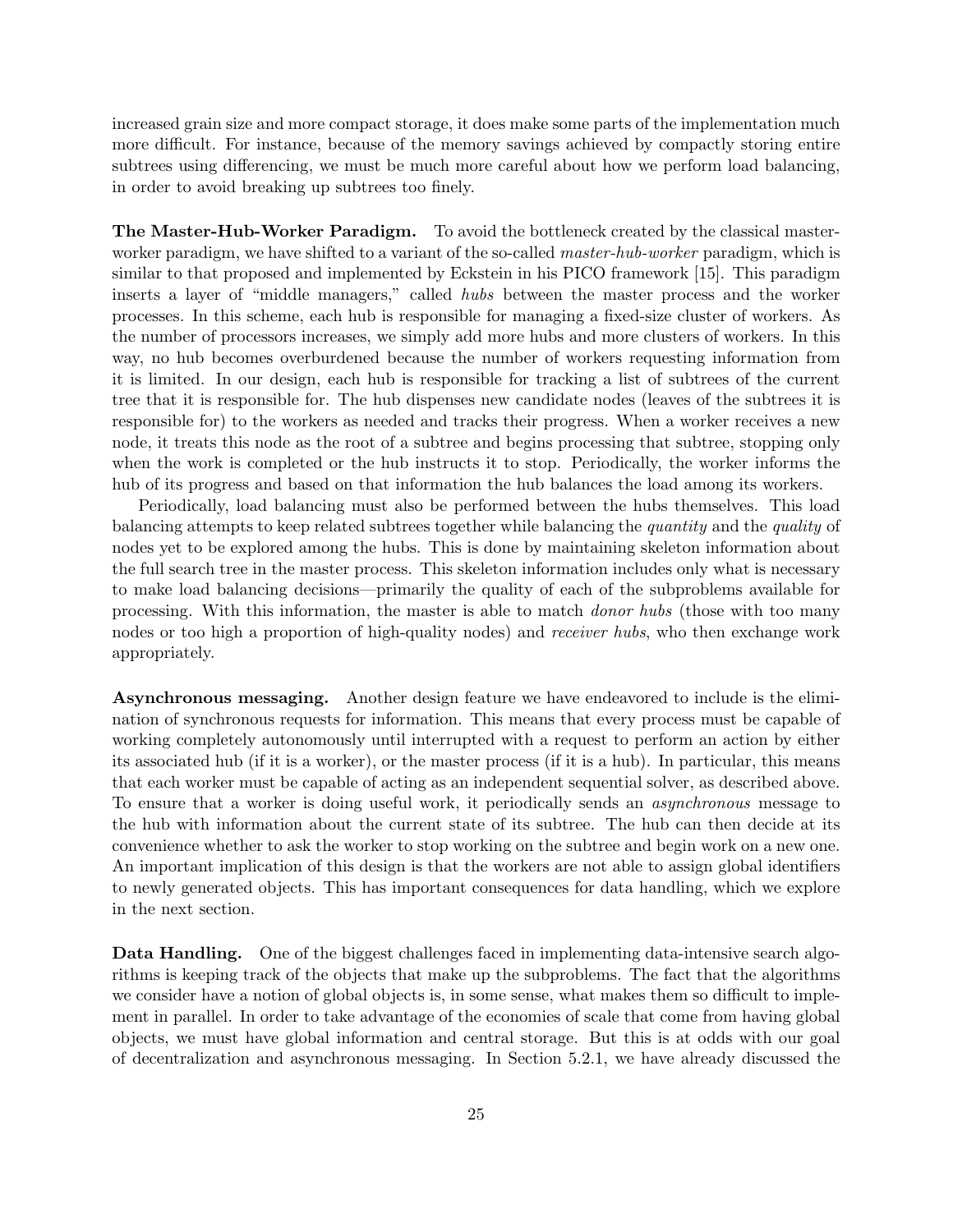increased grain size and more compact storage, it does make some parts of the implementation much more difficult. For instance, because of the memory savings achieved by compactly storing entire subtrees using differencing, we must be much more careful about how we perform load balancing, in order to avoid breaking up subtrees too finely.

**The Master-Hub-Worker Paradigm.** To avoid the bottleneck created by the classical master-worker paradigm, we have shifted to a variant of the so-called *master-hub-worker* paradigm, which is similar to that proposed and implemented by Eckstein in his PICO framework [15]. This paradigm inserts a layer of "middle managers," called *hubs* between the master process and the worker processes. In this scheme, each hub is responsible for managing a fixed-size cluster of workers. As the number of processors increases, we simply add more hubs and more clusters of workers. In this way, no hub becomes overburdened because the number of workers requesting information from it is limited. In our design, each hub is responsible for tracking a list of subtrees of the current tree that it is responsible for. The hub dispenses new candidate nodes (leaves of the subtrees it is responsible for) to the workers as needed and tracks their progress. When a worker receives a new node, it treats this node as the root of a subtree and begins processing that subtree, stopping only when the work is completed or the hub instructs it to stop. Periodically, the worker informs the hub of its progress and based on that information the hub balances the load among its workers.

Periodically, load balancing must also be performed between the hubs themselves. This load balancing attempts to keep related subtrees together while balancing the *quantity* and the *quality* of nodes yet to be explored among the hubs. This is done by maintaining skeleton information about the full search tree in the master process. This skeleton information includes only what is necessary to make load balancing decisions—primarily the quality of each of the subproblems available for processing. With this information, the master is able to match *donor hubs* (those with too many nodes or too high a proportion of high-quality nodes) and *receiver hubs*, who then exchange work appropriately.

**Asynchronous messaging.** Another design feature we have endeavored to include is the elimination of synchronous requests for information. This means that every process must be capable of working completely autonomously until interrupted with a request to perform an action by either its associated hub (if it is a worker), or the master process (if it is a hub). In particular, this means that each worker must be capable of acting as an independent sequential solver, as described above. To ensure that a worker is doing useful work, it periodically sends an *asynchronous* message to the hub with information about the current state of its subtree. The hub can then decide at its convenience whether to ask the worker to stop working on the subtree and begin work on a new one. An important implication of this design is that the workers are not able to assign global identifiers to newly generated objects. This has important consequences for data handling, which we explore in the next section.

**Data Handling.** One of the biggest challenges faced in implementing data-intensive search algorithms is keeping track of the objects that make up the subproblems. The fact that the algorithms we consider have a notion of global objects is, in some sense, what makes them so difficult to implement in parallel. In order to take advantage of the economies of scale that come from having global objects, we must have global information and central storage. But this is at odds with our goal of decentralization and asynchronous messaging. In Section 5.2.1, we have already discussed the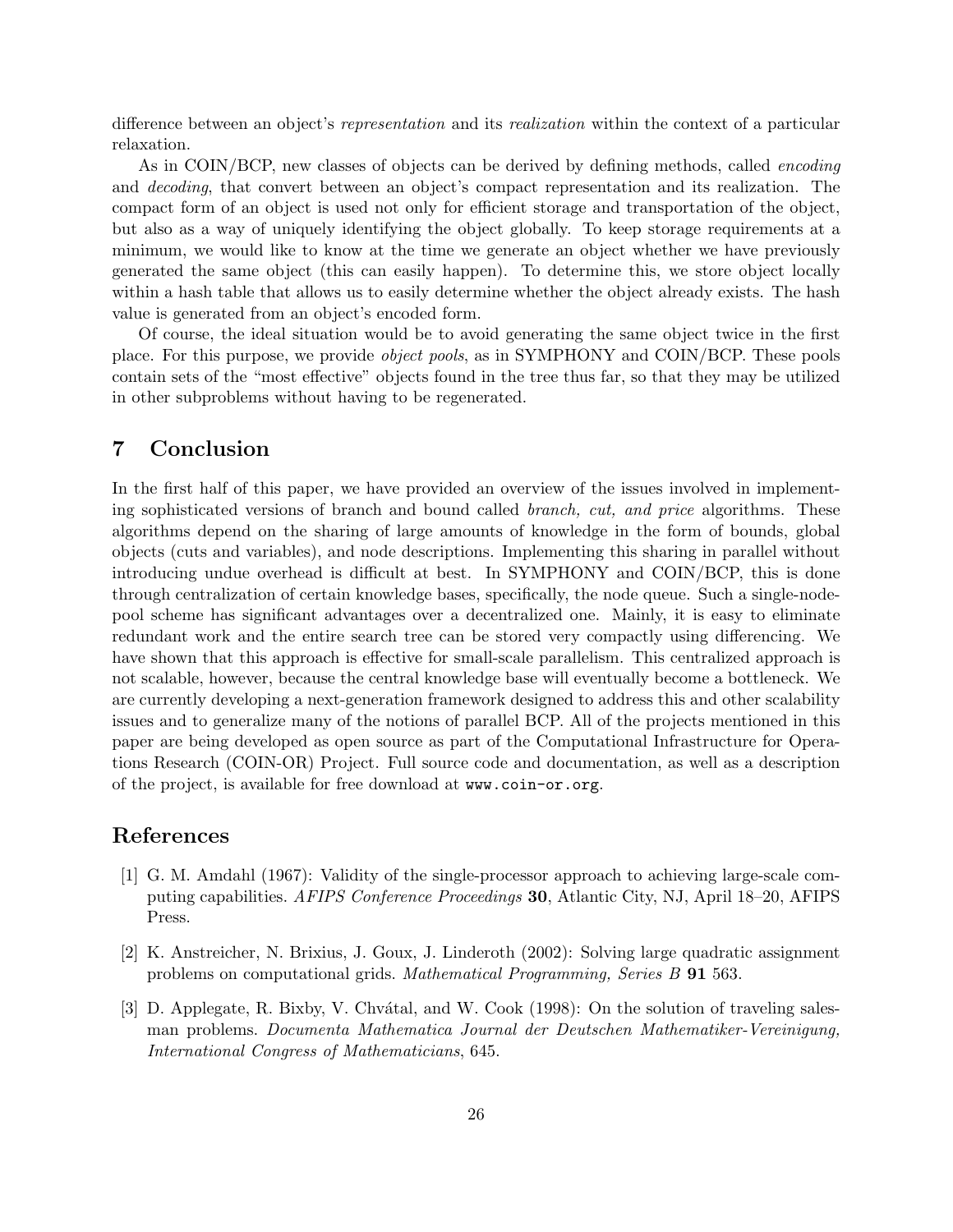difference between an object's *representation* and its *realization* within the context of a particular relaxation.

As in COIN/BCP, new classes of objects can be derived by defining methods, called *encoding* and *decoding*, that convert between an object's compact representation and its realization. The compact form of an object is used not only for efficient storage and transportation of the object, but also as a way of uniquely identifying the object globally. To keep storage requirements at a minimum, we would like to know at the time we generate an object whether we have previously generated the same object (this can easily happen). To determine this, we store object locally within a hash table that allows us to easily determine whether the object already exists. The hash value is generated from an object's encoded form.

Of course, the ideal situation would be to avoid generating the same object twice in the first place. For this purpose, we provide *object pools*, as in SYMPHONY and COIN/BCP. These pools contain sets of the "most effective" objects found in the tree thus far, so that they may be utilized in other subproblems without having to be regenerated.

## 7 Conclusion

In the first half of this paper, we have provided an overview of the issues involved in implementing sophisticated versions of branch and bound called *branch, cut, and price* algorithms. These algorithms depend on the sharing of large amounts of knowledge in the form of bounds, global objects (cuts and variables), and node descriptions. Implementing this sharing in parallel without introducing undue overhead is difficult at best. In SYMPHONY and COIN/BCP, this is done through centralization of certain knowledge bases, specifically, the node queue. Such a single-node-pool scheme has significant advantages over a decentralized one. Mainly, it is easy to eliminate redundant work and the entire search tree can be stored very compactly using differencing. We have shown that this approach is effective for small-scale parallelism. This centralized approach is not scalable, however, because the central knowledge base will eventually become a bottleneck. We are currently developing a next-generation framework designed to address this and other scalability issues and to generalize many of the notions of parallel BCP. All of the projects mentioned in this paper are being developed as open source as part of the Computational Infrastructure for Operations Research (COIN-OR) Project. Full source code and documentation, as well as a description of the project, is available for free download at `www.coin-or.org`.

## References

[1] G. M. Amdahl (1967): Validity of the single-processor approach to achieving large-scale computing capabilities. *AFIPS Conference Proceedings* **30**, Atlantic City, NJ, April 18–20, AFIPS Press.

[2] K. Anstreicher, N. Brixius, J. Goux, J. Linderoth (2002): Solving large quadratic assignment problems on computational grids. *Mathematical Programming, Series B* **91** 563.

[3] D. Applegate, R. Bixby, V. Chvátal, and W. Cook (1998): On the solution of traveling salesman problems. *Documenta Mathematica Journal der Deutschen Mathematiker-Vereinigung, International Congress of Mathematicians*, 645.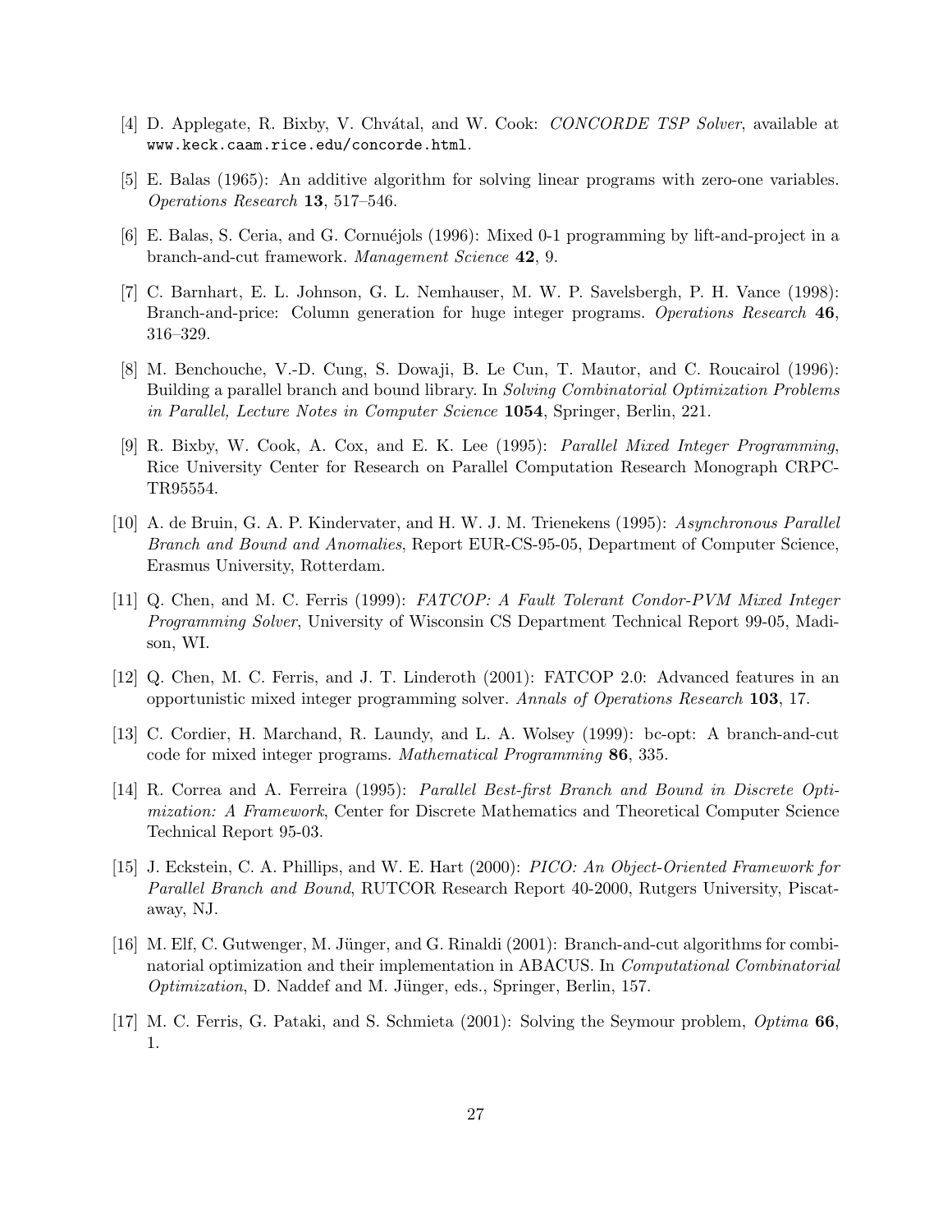[4] D. Applegate, R. Bixby, V. Chvátal, and W. Cook: *CONCORDE TSP Solver*, available at `www.keck.caam.rice.edu/concorde.html`.

[5] E. Balas (1965): An additive algorithm for solving linear programs with zero-one variables. *Operations Research* **13**, 517–546.

[6] E. Balas, S. Ceria, and G. Cornuéjols (1996): Mixed 0-1 programming by lift-and-project in a branch-and-cut framework. *Management Science* **42**, 9.

[7] C. Barnhart, E. L. Johnson, G. L. Nemhauser, M. W. P. Savelsbergh, P. H. Vance (1998): Branch-and-price: Column generation for huge integer programs. *Operations Research* **46**, 316–329.

[8] M. Benchouche, V.-D. Cung, S. Dowaji, B. Le Cun, T. Mautor, and C. Roucairol (1996): Building a parallel branch and bound library. In *Solving Combinatorial Optimization Problems in Parallel, Lecture Notes in Computer Science* **1054**, Springer, Berlin, 221.

[9] R. Bixby, W. Cook, A. Cox, and E. K. Lee (1995): *Parallel Mixed Integer Programming*, Rice University Center for Research on Parallel Computation Research Monograph CRPC-TR95554.

[10] A. de Bruin, G. A. P. Kindervater, and H. W. J. M. Trienekens (1995): *Asynchronous Parallel Branch and Bound and Anomalies*, Report EUR-CS-95-05, Department of Computer Science, Erasmus University, Rotterdam.

[11] Q. Chen, and M. C. Ferris (1999): *FATCOP: A Fault Tolerant Condor-PVM Mixed Integer Programming Solver*, University of Wisconsin CS Department Technical Report 99-05, Madison, WI.

[12] Q. Chen, M. C. Ferris, and J. T. Linderoth (2001): FATCOP 2.0: Advanced features in an opportunistic mixed integer programming solver. *Annals of Operations Research* **103**, 17.

[13] C. Cordier, H. Marchand, R. Laundy, and L. A. Wolsey (1999): bc-opt: A branch-and-cut code for mixed integer programs. *Mathematical Programming* **86**, 335.

[14] R. Correa and A. Ferreira (1995): *Parallel Best-first Branch and Bound in Discrete Optimization: A Framework*, Center for Discrete Mathematics and Theoretical Computer Science Technical Report 95-03.

[15] J. Eckstein, C. A. Phillips, and W. E. Hart (2000): *PICO: An Object-Oriented Framework for Parallel Branch and Bound*, RUTCOR Research Report 40-2000, Rutgers University, Piscataway, NJ.

[16] M. Elf, C. Gutwenger, M. Jünger, and G. Rinaldi (2001): Branch-and-cut algorithms for combinatorial optimization and their implementation in ABACUS. In *Computational Combinatorial Optimization*, D. Naddef and M. Jünger, eds., Springer, Berlin, 157.

[17] M. C. Ferris, G. Pataki, and S. Schmieta (2001): Solving the Seymour problem, *Optima* **66**, 1.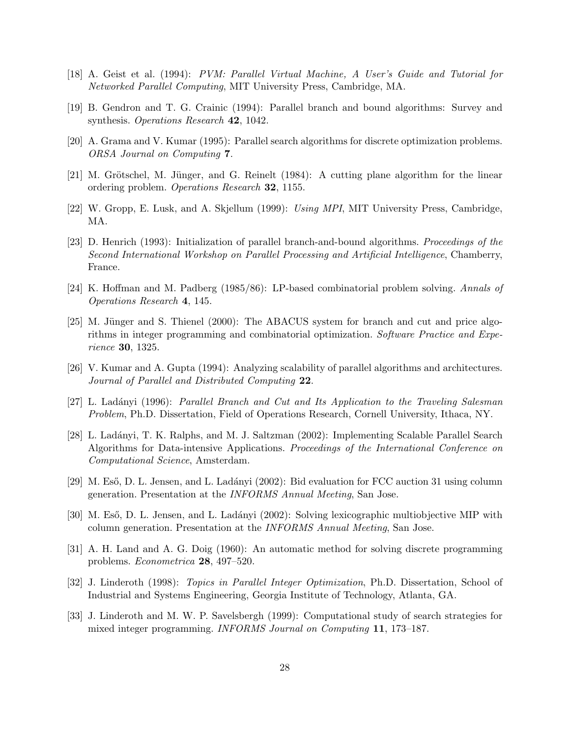[18] A. Geist et al. (1994): *PVM: Parallel Virtual Machine, A User's Guide and Tutorial for Networked Parallel Computing*, MIT University Press, Cambridge, MA.

[19] B. Gendron and T. G. Crainic (1994): Parallel branch and bound algorithms: Survey and synthesis. *Operations Research* **42**, 1042.

[20] A. Grama and V. Kumar (1995): Parallel search algorithms for discrete optimization problems. *ORSA Journal on Computing* **7**.

[21] M. Grötschel, M. Jünger, and G. Reinelt (1984): A cutting plane algorithm for the linear ordering problem. *Operations Research* **32**, 1155.

[22] W. Gropp, E. Lusk, and A. Skjellum (1999): *Using MPI*, MIT University Press, Cambridge, MA.

[23] D. Henrich (1993): Initialization of parallel branch-and-bound algorithms. *Proceedings of the Second International Workshop on Parallel Processing and Artificial Intelligence*, Chamberry, France.

[24] K. Hoffman and M. Padberg (1985/86): LP-based combinatorial problem solving. *Annals of Operations Research* **4**, 145.

[25] M. Jünger and S. Thienel (2000): The ABACUS system for branch and cut and price algorithms in integer programming and combinatorial optimization. *Software Practice and Experience* **30**, 1325.

[26] V. Kumar and A. Gupta (1994): Analyzing scalability of parallel algorithms and architectures. *Journal of Parallel and Distributed Computing* **22**.

[27] L. Ladányi (1996): *Parallel Branch and Cut and Its Application to the Traveling Salesman Problem*, Ph.D. Dissertation, Field of Operations Research, Cornell University, Ithaca, NY.

[28] L. Ladányi, T. K. Ralphs, and M. J. Saltzman (2002): Implementing Scalable Parallel Search Algorithms for Data-intensive Applications. *Proceedings of the International Conference on Computational Science*, Amsterdam.

[29] M. Eső, D. L. Jensen, and L. Ladányi (2002): Bid evaluation for FCC auction 31 using column generation. Presentation at the *INFORMS Annual Meeting*, San Jose.

[30] M. Eső, D. L. Jensen, and L. Ladányi (2002): Solving lexicographic multiobjective MIP with column generation. Presentation at the *INFORMS Annual Meeting*, San Jose.

[31] A. H. Land and A. G. Doig (1960): An automatic method for solving discrete programming problems. *Econometrica* **28**, 497–520.

[32] J. Linderoth (1998): *Topics in Parallel Integer Optimization*, Ph.D. Dissertation, School of Industrial and Systems Engineering, Georgia Institute of Technology, Atlanta, GA.

[33] J. Linderoth and M. W. P. Savelsbergh (1999): Computational study of search strategies for mixed integer programming. *INFORMS Journal on Computing* **11**, 173–187.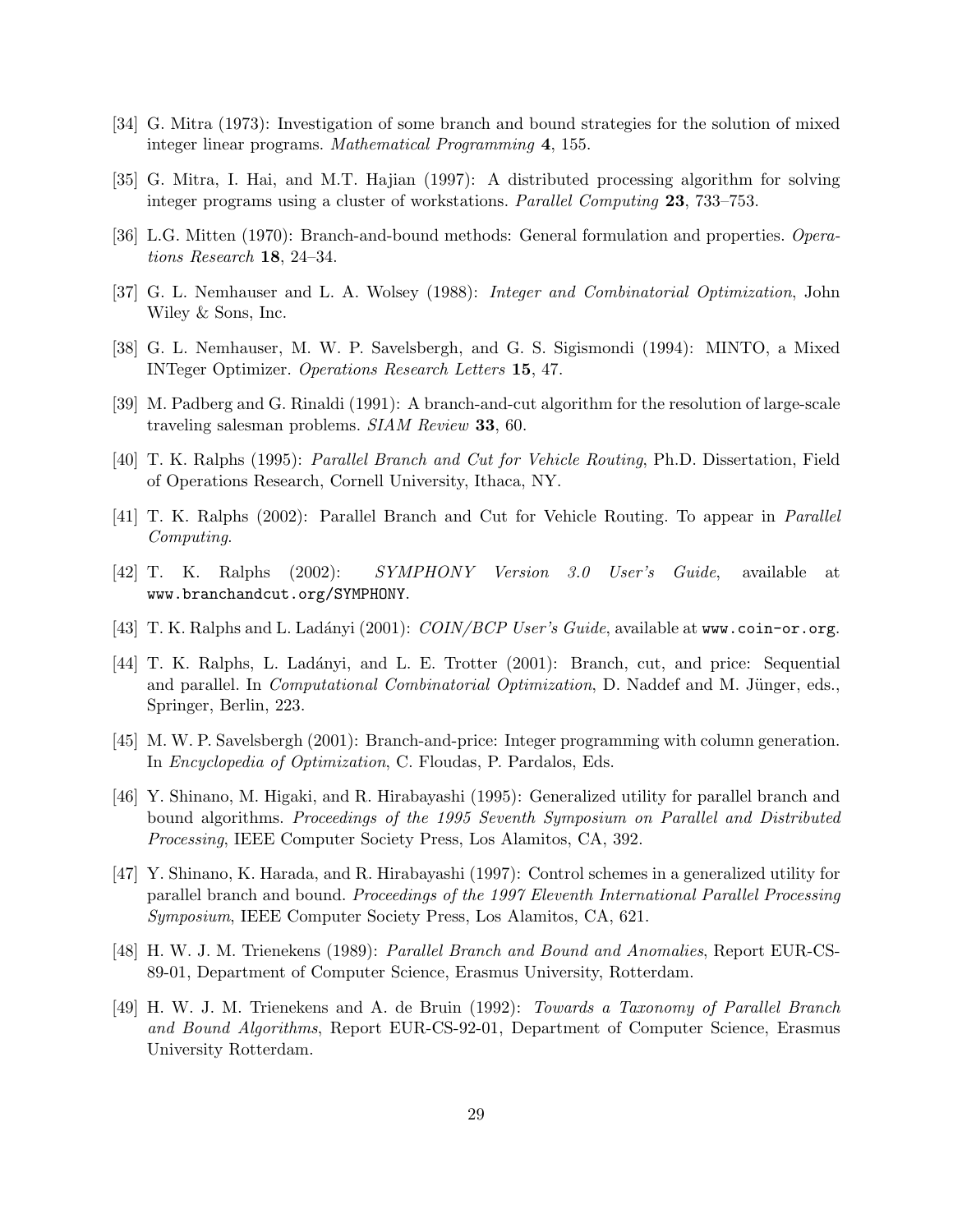[34] G. Mitra (1973): Investigation of some branch and bound strategies for the solution of mixed integer linear programs. *Mathematical Programming* **4**, 155.

[35] G. Mitra, I. Hai, and M.T. Hajian (1997): A distributed processing algorithm for solving integer programs using a cluster of workstations. *Parallel Computing* **23**, 733–753.

[36] L.G. Mitten (1970): Branch-and-bound methods: General formulation and properties. *Operations Research* **18**, 24–34.

[37] G. L. Nemhauser and L. A. Wolsey (1988): *Integer and Combinatorial Optimization*, John Wiley & Sons, Inc.

[38] G. L. Nemhauser, M. W. P. Savelsbergh, and G. S. Sigismondi (1994): MINTO, a Mixed INTeger Optimizer. *Operations Research Letters* **15**, 47.

[39] M. Padberg and G. Rinaldi (1991): A branch-and-cut algorithm for the resolution of large-scale traveling salesman problems. *SIAM Review* **33**, 60.

[40] T. K. Ralphs (1995): *Parallel Branch and Cut for Vehicle Routing*, Ph.D. Dissertation, Field of Operations Research, Cornell University, Ithaca, NY.

[41] T. K. Ralphs (2002): Parallel Branch and Cut for Vehicle Routing. To appear in *Parallel Computing*.

[42] T. K. Ralphs (2002): *SYMPHONY Version 3.0 User's Guide*, available at `www.branchandcut.org/SYMPHONY`.

[43] T. K. Ralphs and L. Ladányi (2001): *COIN/BCP User's Guide*, available at `www.coin-or.org`.

[44] T. K. Ralphs, L. Ladányi, and L. E. Trotter (2001): Branch, cut, and price: Sequential and parallel. In *Computational Combinatorial Optimization*, D. Naddef and M. Jünger, eds., Springer, Berlin, 223.

[45] M. W. P. Savelsbergh (2001): Branch-and-price: Integer programming with column generation. In *Encyclopedia of Optimization*, C. Floudas, P. Pardalos, Eds.

[46] Y. Shinano, M. Higaki, and R. Hirabayashi (1995): Generalized utility for parallel branch and bound algorithms. *Proceedings of the 1995 Seventh Symposium on Parallel and Distributed Processing*, IEEE Computer Society Press, Los Alamitos, CA, 392.

[47] Y. Shinano, K. Harada, and R. Hirabayashi (1997): Control schemes in a generalized utility for parallel branch and bound. *Proceedings of the 1997 Eleventh International Parallel Processing Symposium*, IEEE Computer Society Press, Los Alamitos, CA, 621.

[48] H. W. J. M. Trienekens (1989): *Parallel Branch and Bound and Anomalies*, Report EUR-CS-89-01, Department of Computer Science, Erasmus University, Rotterdam.

[49] H. W. J. M. Trienekens and A. de Bruin (1992): *Towards a Taxonomy of Parallel Branch and Bound Algorithms*, Report EUR-CS-92-01, Department of Computer Science, Erasmus University Rotterdam.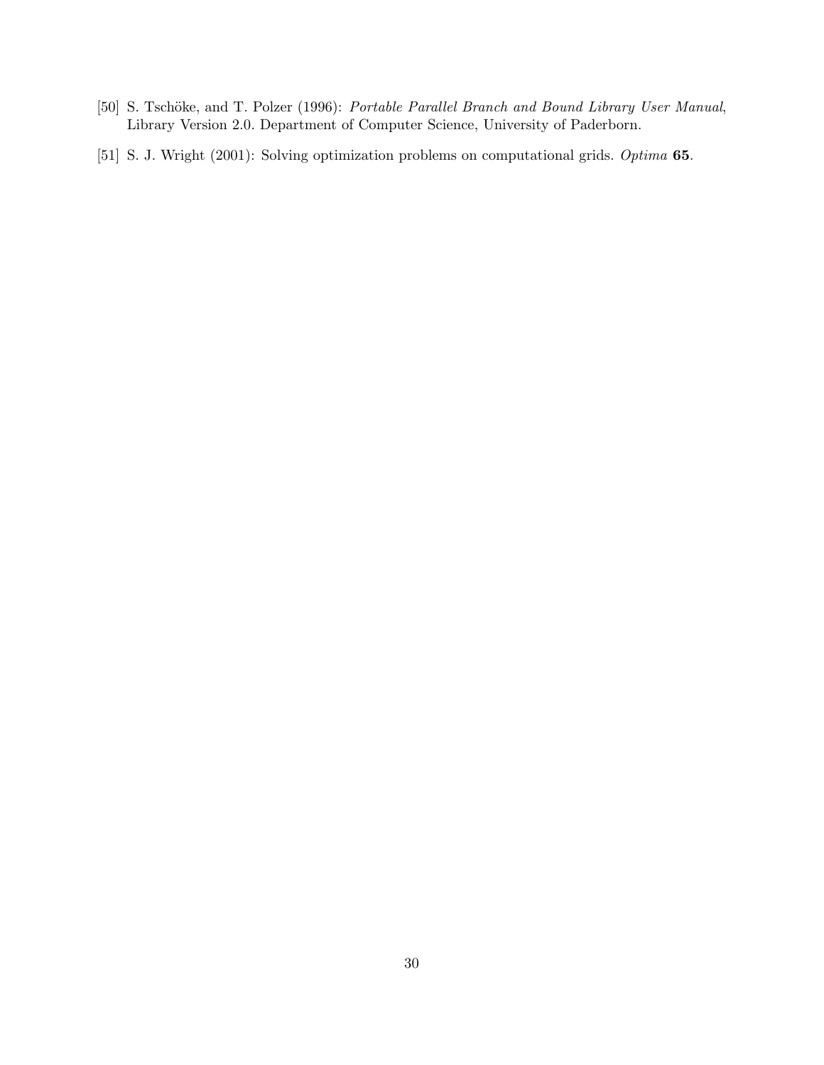[50] S. Tschöke, and T. Polzer (1996): *Portable Parallel Branch and Bound Library User Manual*, Library Version 2.0. Department of Computer Science, University of Paderborn.

[51] S. J. Wright (2001): Solving optimization problems on computational grids. *Optima* **65**.